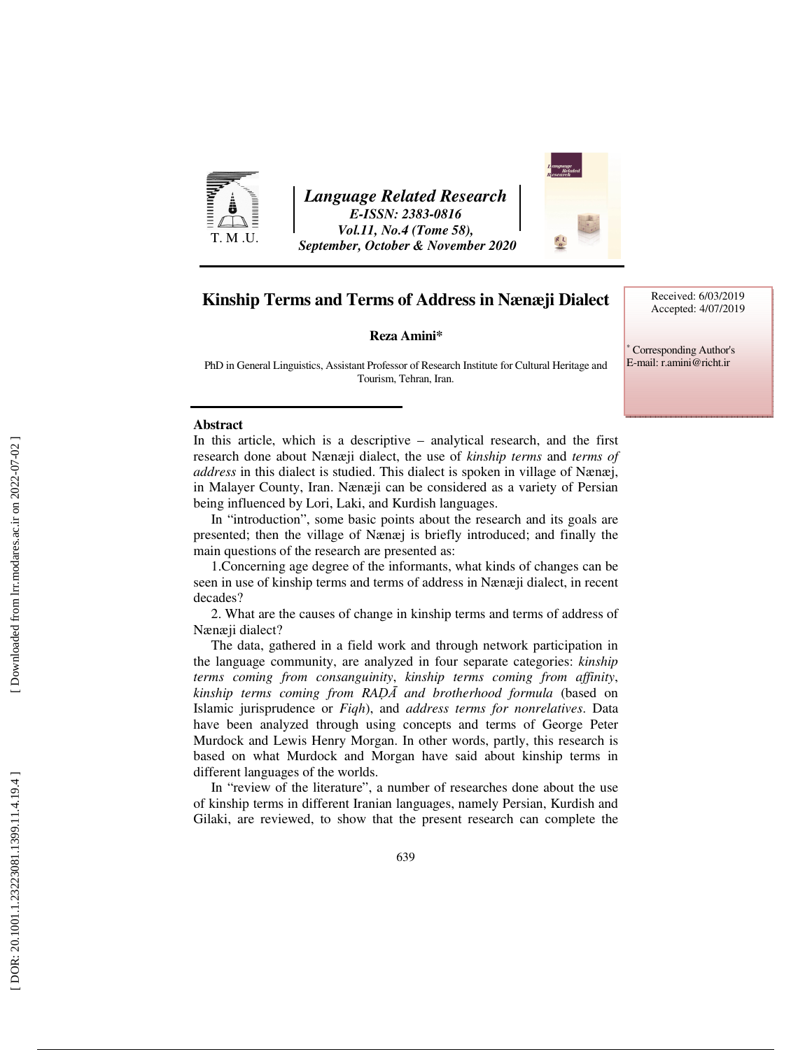Language Related Research
E-ISSN: 2383-0816
Vol.11, No.4 (Tome 58),
September, October & November 2020

# Kinship Terms and Terms of Address in Nænæji Dialect

Received: 6/03/2019
Accepted: 4/07/2019

**Reza Amini***

PhD in General Linguistics, Assistant Professor of Research Institute for Cultural Heritage and Tourism, Tehran, Iran.

* Corresponding Author's
E-mail: r.amini@richt.ir

## Abstract

In this article, which is a descriptive – analytical research, and the first research done about Nænæji dialect, the use of *kinship terms* and *terms of address* in this dialect is studied. This dialect is spoken in village of Nænæj, in Malayer County, Iran. Nænæji can be considered as a variety of Persian being influenced by Lori, Laki, and Kurdish languages.

In "introduction", some basic points about the research and its goals are presented; then the village of Nænæj is briefly introduced; and finally the main questions of the research are presented as:

1.Concerning age degree of the informants, what kinds of changes can be seen in use of kinship terms and terms of address in Nænæji dialect, in recent decades?

2. What are the causes of change in kinship terms and terms of address of Nænæji dialect?

The data, gathered in a field work and through network participation in the language community, are analyzed in four separate categories: *kinship terms coming from consanguinity*, *kinship terms coming from affinity*, *kinship terms coming from RAḌĀ and brotherhood formula* (based on Islamic jurisprudence or *Fiqh*), and *address terms for nonrelatives*. Data have been analyzed through using concepts and terms of George Peter Murdock and Lewis Henry Morgan. In other words, partly, this research is based on what Murdock and Morgan have said about kinship terms in different languages of the worlds.

In "review of the literature", a number of researches done about the use of kinship terms in different Iranian languages, namely Persian, Kurdish and Gilaki, are reviewed, to show that the present research can complete the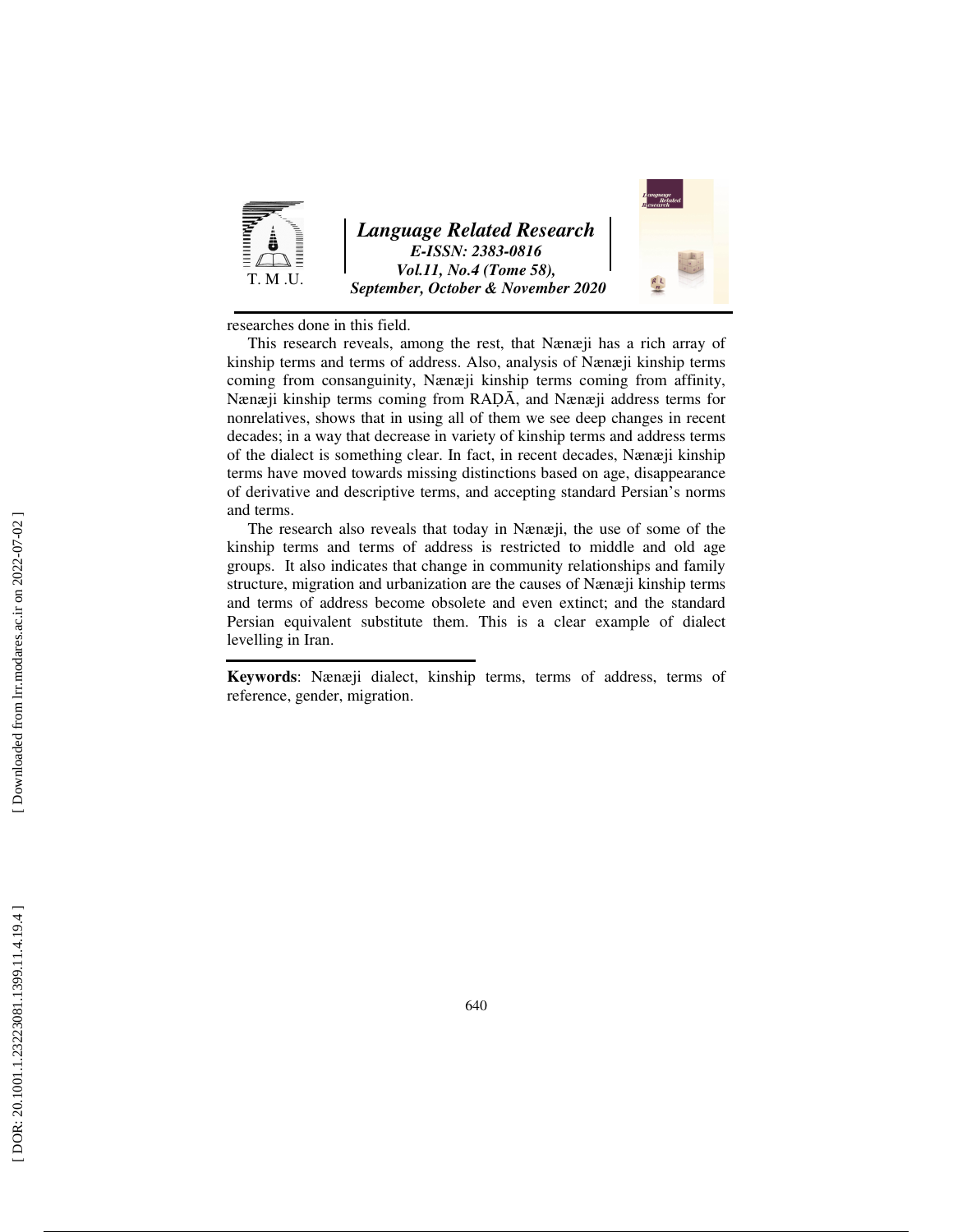researches done in this field.

This research reveals, among the rest, that Nænæji has a rich array of kinship terms and terms of address. Also, analysis of Nænæji kinship terms coming from consanguinity, Nænæji kinship terms coming from affinity, Nænæji kinship terms coming from RAḌĀ, and Nænæji address terms for nonrelatives, shows that in using all of them we see deep changes in recent decades; in a way that decrease in variety of kinship terms and address terms of the dialect is something clear. In fact, in recent decades, Nænæji kinship terms have moved towards missing distinctions based on age, disappearance of derivative and descriptive terms, and accepting standard Persian's norms and terms.

The research also reveals that today in Nænæji, the use of some of the kinship terms and terms of address is restricted to middle and old age groups. It also indicates that change in community relationships and family structure, migration and urbanization are the causes of Nænæji kinship terms and terms of address become obsolete and even extinct; and the standard Persian equivalent substitute them. This is a clear example of dialect levelling in Iran.

**Keywords**: Nænæji dialect, kinship terms, terms of address, terms of reference, gender, migration.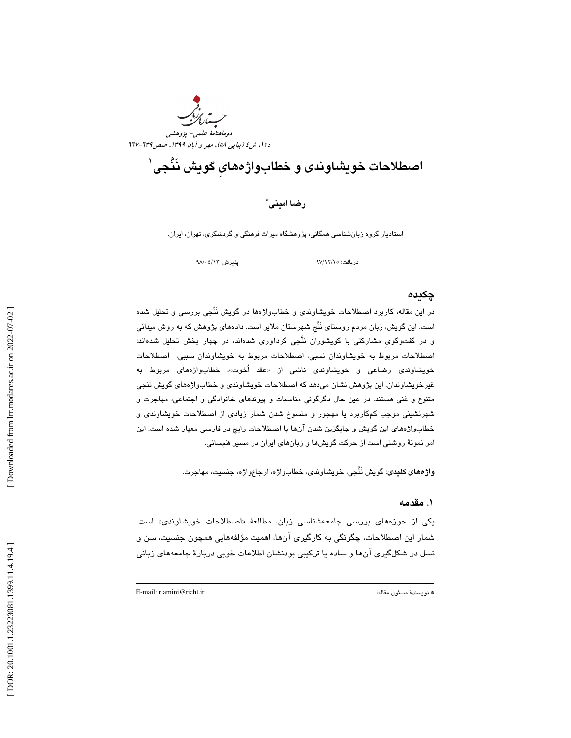# اصطلاحات خویشاوندی و خطاب‌واژه‌هایِ گویش نَنَّجی[1]

**رضا امینی**[*]

استادیار گروه زبان‌شناسی همگانی، پژوهشگاه میراث فرهنگی و گردشگری، تهران، ایران.

دریافت: ۹۷/۱۲/۱۵ &nbsp;&nbsp;&nbsp;&nbsp;&nbsp;&nbsp;&nbsp;&nbsp; پذیرش: ۹۸/۰۴/۱۳

## چکیده

در این مقاله، کاربرد اصطلاحات خویشاوندی و خطاب‌واژه‌ها در گویش نَنَّجی بررسی و تحلیل شده است. این گویش، زبان مردم روستای نَنَّج شهرستان ملایر است. داده‌های پژوهش که به روش میدانی و در گفت‌وگویِ مشارکتی با گویشورانِ نَنَّجی گردآوری شده‌اند، در چهار بخش تحلیل شده‌اند: اصطلاحات مربوط به خویشاوندان نسبی، اصطلاحات مربوط به خویشاوندان سببی، اصطلاحات خویشاوندی رضاعی و خویشاوندی ناشی از «عقد اُخوت»، خطاب‌واژه‌های مربوط به غیرخویشاوندان. این پژوهش نشان می‌دهد که اصطلاحات خویشاوندی و خطاب‌واژه‌های گویش ننجی متنوع و غنی هستند. در عین حال دگرگونیِ مناسبات و پیوندهای خانوادگی و اجتماعی، مهاجرت و شهرنشینی موجب کم‌کاربرد یا مهجور و منسوخ شدن شمار زیادی از اصطلاحات خویشاوندی و خطاب‌واژه‌های این گویش و جایگزین شدن آن‌ها با اصطلاحات رایج در فارسی معیار شده است. این امر نمونهٔ روشنی است از حرکت گویش‌ها و زبان‌های ایران در مسیر هَم‌سانی.

**واژه‌های کلیدی**: گویش نَنَّجی، خویشاوندی، خطاب‌واژه، ارجاع‌واژه، جنسیت، مهاجرت.

## ۱. مقدمه

یکی از حوزه‌های بررسی جامعه‌شناسی زبان، مطالعهٔ «اصطلاحات خویشاوندی» است. شمار این اصطلاحات، چگونگی به کارگیری آن‌ها، اهمیت مؤلفه‌هایی همچون جنسیت، سن و نسل در شکل‌گیری آن‌ها و ساده یا ترکیبی بودنشان اطلاعات خوبی دربارهٔ جامعه‌های زبانی

---

[*] نویسندهٔ مسئول مقاله: E-mail: r.amini@richt.ir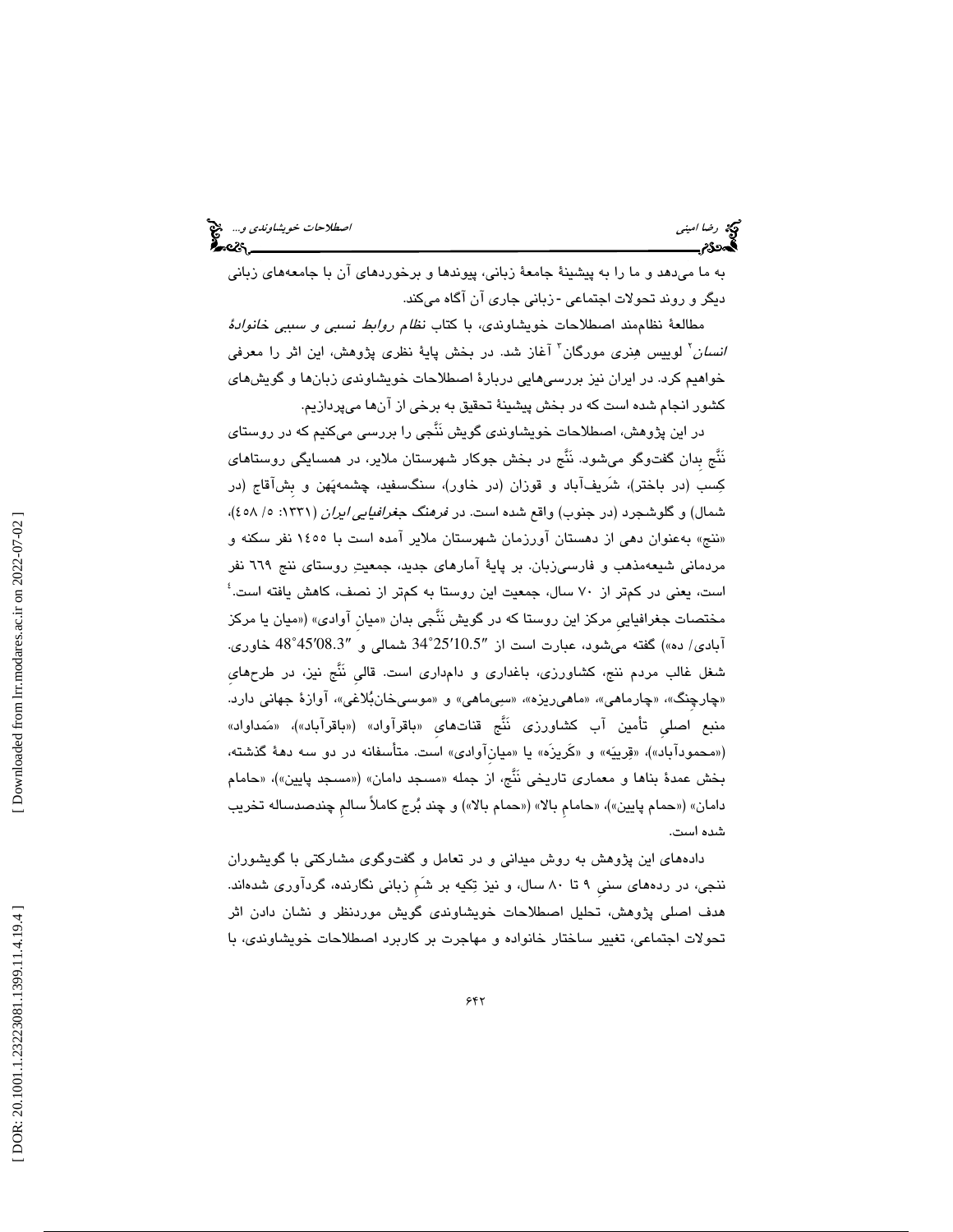به ما می‌دهد و ما را به پیشینهٔ جامعهٔ زبانی، پیوندها و برخوردهای آن با جامعه‌های زبانی دیگر و روند تحولات اجتماعی - زبانی جاری آن آگاه می‌کند.

مطالعهٔ نظام‌مند اصطلاحات خویشاوندی، با کتاب *نظام روابط نسبی و سببی خانوادهٔ انسان*[2] لوییس هِنری مورگان[3] آغاز شد. در بخش پایهٔ نظری پژوهش، این اثر را معرفی خواهیم کرد. در ایران نیز بررسی‌هایی دربارهٔ اصطلاحات خویشاوندی زبان‌ها و گویش‌های کشور انجام شده است که در بخش پیشینهٔ تحقیق به برخی از آن‌ها می‌پردازیم.

در این پژوهش، اصطلاحات خویشاوندی گویش نَنَّجی را بررسی می‌کنیم که در روستای نَنَّج بدان گفت‌وگو می‌شود. نَنَّج در بخش جوکار شهرستان ملایر، در همسایگی روستاهای کِسب (در باختر)، شَریف‌آباد و قوزان (در خاور)، سنگ‌سفید، چشمه‌پَهن و بِش‌آقاج (در شمال) و گلوشجرد (در جنوب) واقع شده است. در *فرهنگ جغرافیایی ایران* (۱۳۳۱: ۵/ ۴۵۸)، «ننج» به‌عنوان دهی از دهستان آورزمان شهرستان ملایر آمده است با ۱۴۵۵ نفر سکنه و مردمانی شیعه‌مذهب و فارسی‌زبان. بر پایهٔ آمارهای جدید، جمعیتِ روستای ننج ۶۶۹ نفر است، یعنی در کمتر از ۷۰ سال، جمعیت این روستا به کمتر از نصف، کاهش یافته است.[4] مختصات جغرافیاییِ مرکز این روستا که در گویش نَنَّجی بدان «میانِ آوادی» («میان یا مرکز آبادی/ ده») گفته می‌شود، عبارت است از ″34°25′10.5 شمالی و ″48°45′08.3 خاوری. شغل غالب مردم ننج، کشاورزی، باغداری و دامداری است. قالیِ نَنَّج نیز، در طرح‌هایِ «چارچِنگ»، «چارماهی»، «ماهی‌ریزه»، «سِی‌ماهی» و «موسی‌خان‌بُلاغی»، آوازهٔ جهانی دارد. منبع اصلیِ تأمین آب کشاورزی نَنَّج قنات‌هایِ «باقرآواد» («باقرآباد»)، «مَمداواد» («محمودآباد»)، «قِربیَه» و «کَریزَه» یا «میانِ‌آوادی» است. متأسفانه در دو سه دههٔ گذشته، بخش عمدهٔ بناها و معماری تاریخی نَنَّج، از جمله «مسجد دامان» («مسجد پایین»)، «حامام دامان» («حمام پایین»)، «حامامِ بالا» («حمام بالا») و چند بُرج کاملاً سالمِ چندصدساله تخریب شده است.

داده‌های این پژوهش به روش میدانی و در تعامل و گفت‌وگوی مشارکتی با گویشوران ننجی، در رده‌های سنی ۹ تا ۸۰ سال، و نیز تِکیه بر شَمِ زبانی نگارنده، گردآوری شده‌اند. هدف اصلی پژوهش، تحلیل اصطلاحات خویشاوندی گویش موردنظر و نشان دادن اثر تحولات اجتماعی، تغییر ساختار خانواده و مهاجرت بر کاربرد اصطلاحات خویشاوندی، با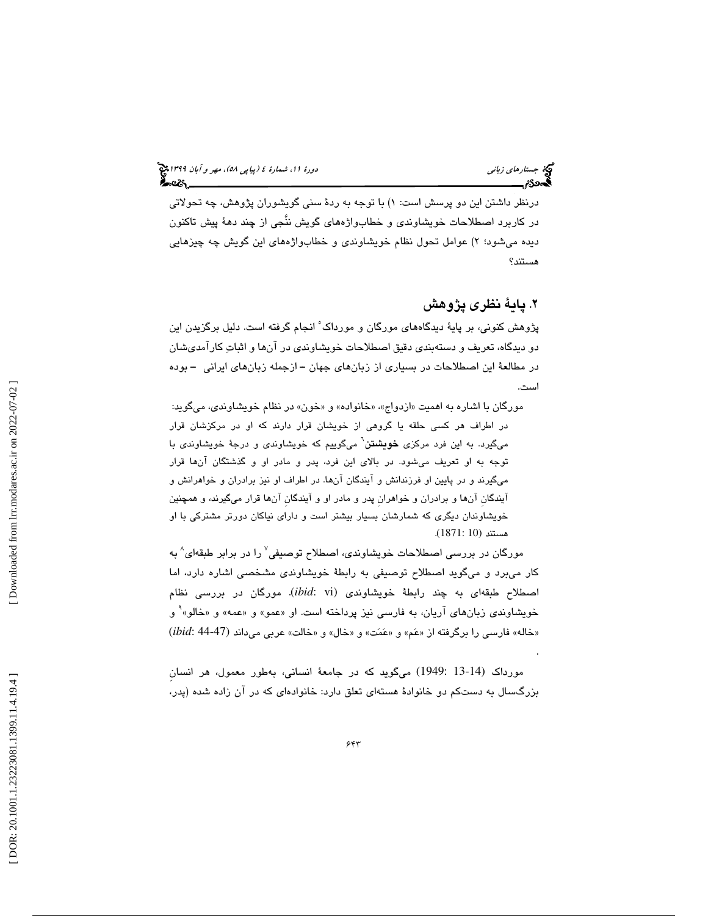درنظر داشتن این دو پرسش است: ۱) با توجه به ردهٔ سنی گویشوران پژوهش، چه تحولاتی در کاربرد اصطلاحات خویشاوندی و خطاب‌واژه‌های گویش نَجّی از چند دههٔ پیش تاکنون دیده می‌شود؛ ۲) عوامل تحول نظام خویشاوندی و خطاب‌واژه‌های این گویش چه چیزهایی هستند؟

## ۲. پایهٔ نظری پژوهش

پژوهش کنونی، بر پایهٔ دیدگاه‌های مورگان و مورداک[۵] انجام گرفته است. دلیل برگزیدن این دو دیدگاه، تعریف و دسته‌بندی دقیق اصطلاحات خویشاوندی در آن‌ها و اثباتِ کارآمدی‌شان در مطالعهٔ این اصطلاحات در بسیاری از زبان‌های جهان – ازجمله زبان‌های ایرانی – بوده است.

مورگان با اشاره به اهمیت «ازدواج»، «خانواده» و «خون» در نظام خویشاوندی، می‌گوید:

> در اطراف هر کسی حلقه یا گروهی از خویشان قرار دارند که او در مرکزشان قرار می‌گیرد. به این فرد مرکزی **خویشتن**[۶] می‌گوییم که خویشاوندی و درجهٔ خویشاوندی با توجه به او تعریف می‌شود. در بالای این فرد، پدر و مادر او و گذشتگان آن‌ها قرار می‌گیرند و در پایین او فرزندانش و آیندگان آن‌ها. در اطراف او نیز برادران و خواهرانش و آیندگانِ آن‌ها و برادران و خواهرانِ پدر و مادر او و آیندگانِ آن‌ها قرار می‌گیرند، و همچنین خویشاوندان دیگری که شمارشان بسیار بیشتر است و دارای نیاکان دورتر مشترکی با او هستند (1871: 10).

مورگان در بررسی اصطلاحات خویشاوندی، اصطلاح توصیفی[۷] را در برابر طبقه‌ای[۸] به کار می‌برد و می‌گوید اصطلاح توصیفی به رابطهٔ خویشاوندی مشخصی اشاره دارد، اما اصطلاح طبقه‌ای به چند رابطهٔ خویشاوندی (*ibid*: vi). مورگان در بررسی نظام خویشاوندی زبان‌های آریان، به فارسی نیز پرداخته است. او «عمو» و «عمه» و «خالو»[۹] و «خاله» فارسی را برگرفته از «عَم» و «عَمَت» و «خال» و «خالت» عربی می‌داند (*ibid*: 44-47).

مورداک (1949: 13-14) می‌گوید که در جامعهٔ انسانی، به‌طور معمول، هر انسانِ بزرگسال به دست‌کم دو خانوادهٔ هسته‌ای تعلق دارد: خانواده‌ای که در آن زاده شده (پدر،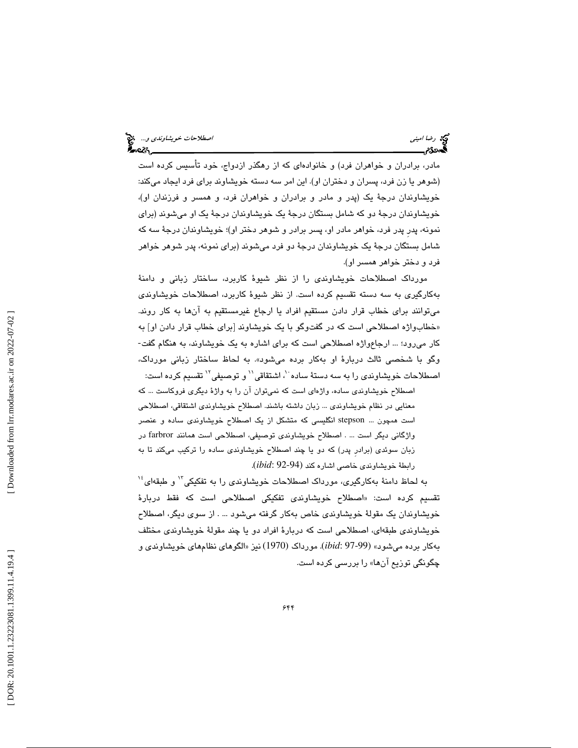مادر، برادران و خواهران فرد) و خانواده‌ای که از رهگذر ازدواج، خود تأسیس کرده است (شوهر یا زن فرد، پسران و دختران او). این امر سه دسته خویشاوند برای فرد ایجاد می‌کند: خویشاوندان درجهٔ یک (پدر و مادر و برادران و خواهران فرد، و همسر و فرزندان او)، خویشاوندان درجهٔ دو که شامل بستگان درجهٔ یک خویشاوندان درجهٔ یک او می‌شوند (برای نمونه، پدرِ پدر فرد، خواهر مادر او، پسر برادر و شوهر دختر او)؛ خویشاوندان درجهٔ سه که شامل بستگان درجهٔ یک خویشاوندان درجهٔ دو فرد می‌شوند (برای نمونه، پدر شوهر خواهر فرد و دختر خواهر همسر او).

مورداک اصطلاحات خویشاوندی را از نظر شیوهٔ کاربرد، ساختار زبانی و دامنهٔ به‌کارگیری به سه دسته تقسیم کرده است. از نظر شیوهٔ کاربرد، اصطلاحات خویشاوندی می‌توانند برای خطاب قرار دادن مستقیم افراد یا ارجاع غیرمستقیم به آن‌ها به کار روند. «خطاب‌واژه اصطلاحی است که در گفت‌وگو با یک خویشاوند [برای خطاب قرار دادن او] به کار می‌رود؛ ... ارجاع‌واژه اصطلاحی است که برای اشاره به یک خویشاوند، به هنگام گفت-وگو با شخصی ثالث دربارهٔ او به‌کار برده می‌شود». به لحاظ ساختار زبانی مورداک، اصطلاحات خویشاوندی را به سه دستهٔ ساده[10]، اشتقاقی[11] و توصیفی[12] تقسیم کرده است:

> اصطلاح خویشاوندی ساده، واژه‌ای است که نمی‌توان آن را به واژهٔ دیگری فروکاست ... که معنایی در نظام خویشاوندی ... زبان داشته باشند. اصطلاح خویشاوندی اشتقاقی، اصطلاحی است همچون ... stepson انگلیسی که متشکل از یک اصطلاح خویشاوندی ساده و عنصر واژگانی دیگر است ... . اصطلاح خویشاوندی توصیفی، اصطلاحی است همانند farbror در زبان سوئدی (برادرِ پدر) که دو یا چند اصطلاح خویشاوندی ساده را ترکیب می‌کند تا به رابطهٔ خویشاوندی خاصی اشاره کند (*ibid*: 92-94).

به لحاظ دامنهٔ به‌کارگیری، مورداک اصطلاحات خویشاوندی را به تفکیکی[13] و طبقه‌ای[14] تقسیم کرده است: «اصطلاح خویشاوندی تفکیکی اصطلاحی است که فقط دربارهٔ خویشاوندان یک مقولهٔ خویشاوندی خاص به‌کار گرفته می‌شود ... . از سوی دیگر، اصطلاح خویشاوندی طبقه‌ای، اصطلاحی است که دربارهٔ افراد دو یا چند مقولهٔ خویشاوندی مختلف به‌کار برده می‌شود» (*ibid*: 97-99). مورداک (1970) نیز «الگوهای نظام‌های خویشاوندی و چگونگی توزیع آن‌ها» را بررسی کرده است.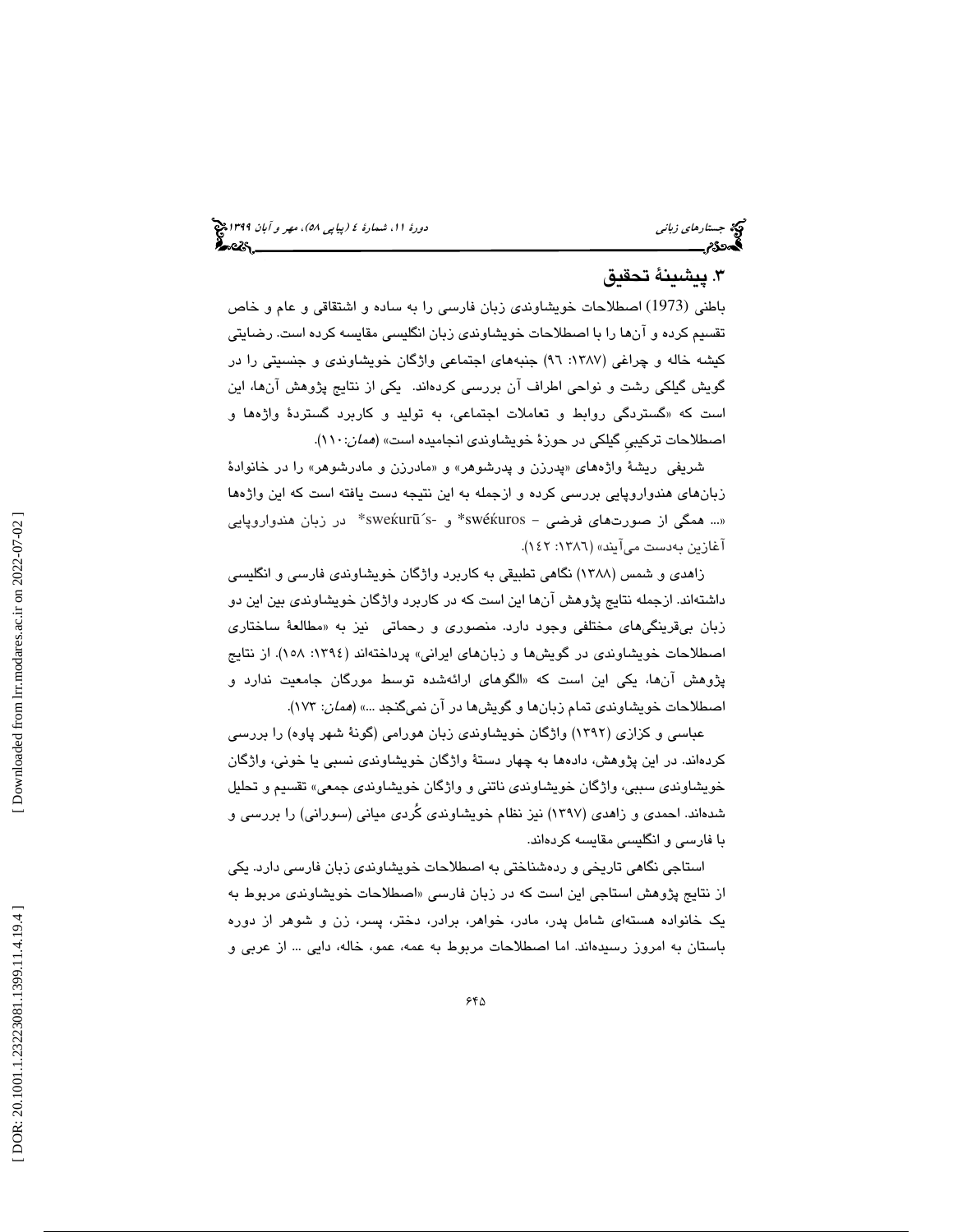## ۳. پیشینهٔ تحقیق

باطنی (1973) اصطلاحات خویشاوندی زبان فارسی را به ساده و اشتقاقی و عام و خاص تقسیم کرده و آن‌ها را با اصطلاحات خویشاوندی زبان انگلیسی مقایسه کرده است. رضایتی کیشه خاله و چراغی (۱۳۸۷: ۹۶) جنبه‌های اجتماعی واژگان خویشاوندی و جنسیتی را در گویش گیلکی رشت و نواحی اطراف آن بررسی کرده‌اند. یکی از نتایج پژوهش آن‌ها، این است که «گستردگی روابط و تعاملات اجتماعی، به تولید و کاربرد گستردهٔ واژه‌ها و اصطلاحات ترکیبیِ گیلکی در حوزهٔ خویشاوندی انجامیده است» (*همان*:۱۱۰).

شریفی ریشهٔ واژه‌های «پدرزن و پدرشوهر» و «مادرزن و مادرشوهر» را در خانوادهٔ زبان‌های هندواروپایی بررسی کرده و ازجمله به این نتیجه دست یافته است که این واژه‌ها «... همگی از صورت‌های فرضی – swéḱuros* و -swéḱurū´s* در زبان هندواروپایی آغازین به‌دست می‌آیند» (۱۳۸۶: ۱٤۲).

زاهدی و شمس (۱۳۸۸) نگاهی تطبیقی به کاربرد واژگان خویشاوندی فارسی و انگلیسی داشته‌اند. ازجمله نتایج پژوهش آن‌ها این است که در کاربرد واژگان خویشاوندی بین این دو زبان بی‌قرینگی‌های مختلفی وجود دارد. منصوری و رحماتی نیز به «مطالعهٔ ساختاری اصطلاحات خویشاوندی در گویش‌ها و زبان‌های ایرانی» پرداخته‌اند (۱۳۹٤: ۱۵۸). از نتایج پژوهش آن‌ها، یکی این است که «الگوهای ارائه‌شده توسط مورگان جامعیت ندارد و اصطلاحات خویشاوندی تمام زبان‌ها و گویش‌ها در آن نمی‌گنجد ...» (*همان*: ۱۷۳).

عباسی و کزازی (۱۳۹۲) واژگان خویشاوندی زبان هورامی (گونهٔ شهر پاوه) را بررسی کرده‌اند. در این پژوهش، داده‌ها به چهار دستهٔ واژگان خویشاوندی نسبی یا خونی، واژگان خویشاوندی سببی، واژگان خویشاوندی ناتنی و واژگان خویشاوندی جمعی» تقسیم و تحلیل شده‌اند. احمدی و زاهدی (۱۳۹۷) نیز نظام خویشاوندی کُردی میانی (سورانی) را بررسی و با فارسی و انگلیسی مقایسه کرده‌اند.

استاجی نگاهی تاریخی و رده‌شناختی به اصطلاحات خویشاوندی زبان فارسی دارد. یکی از نتایج پژوهش استاجی این است که در زبان فارسی «اصطلاحات خویشاوندی مربوط به یک خانواده هسته‌ای شامل پدر، مادر، خواهر، برادر، دختر، پسر، زن و شوهر از دوره باستان به امروز رسیده‌اند. اما اصطلاحات مربوط به عمه، عمو، خاله، دایی ... از عربی و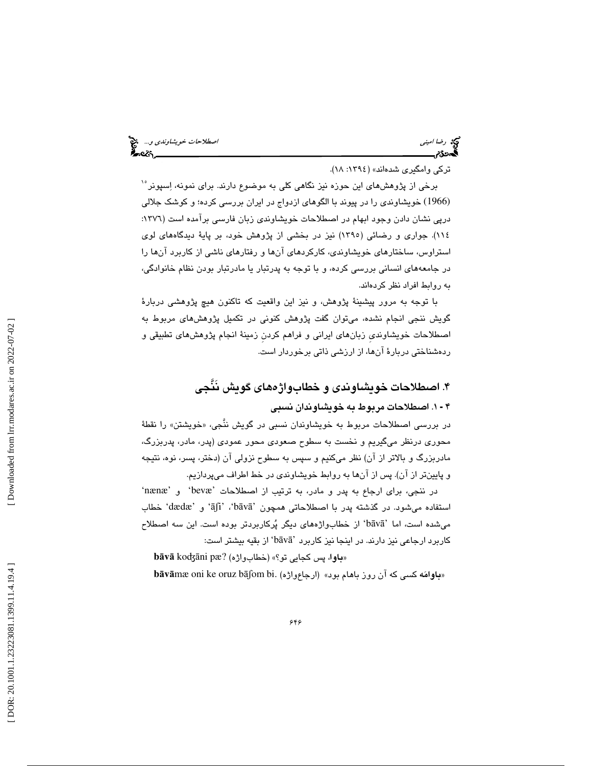ترکی وامگیری شده‌اند» (۱۳۹٤: ۱۸).

برخی از پژوهش‌های این حوزه نیز نگاهی کلی به موضوع دارند. برای نمونه، اِسپونر[10] (1966) خویشاوندی را در پیوند با الگوهای ازدواج در ایران بررسی کرده؛ و کوشک جلالی درپی نشان دادن وجود ابهام در اصطلاحات خویشاوندی زبان فارسی برآمده است (۱۳۷٦: ۱۱٤). جواری و رضائی (۱۳۹۵) نیز در بخشی از پژوهش خود، بر پایهٔ دیدگاه‌های لوی استراوس، ساختارهای خویشاوندی، کارکردهای آن‌ها و رفتارهای ناشی از کاربرد آن‌ها را در جامعه‌های انسانی بررسی کرده، و با توجه به پدرتبار یا مادرتبار بودن نظام خانوادگی، به روابط افراد نظر کرده‌اند.

با توجه به مرور پیشینهٔ پژوهش، و نیز این واقعیت که تاکنون هیچ پژوهشی دربارهٔ گویش ننجی انجام نشده، می‌توان گفت پژوهش کنونی در تکمیل پژوهش‌های مربوط به اصطلاحات خویشاوندیِ زبان‌های ایرانی و فراهم کردنِ زمینهٔ انجام پژوهش‌های تطبیقی و رده‌شناختی دربارهٔ آن‌ها، از ارزشی ذاتی برخوردار است.

## ۴. اصطلاحات خویشاوندی و خطاب‌واژه‌های گویش نَنَّجی

### ۴ - ۱. اصطلاحات مربوط به خویشاوندان نسبی

در بررسی اصطلاحات مربوط به خویشاوندان نسبی در گویش نَنَّجی، «خویشتن» را نقطهٔ محوری درنظر می‌گیریم و نخست به سطوح صعودی محور عمودی (پدر، مادر، پدربزرگ، مادربزرگ و بالاتر از آن) نظر می‌کنیم و سپس به سطوح نزولی آن (دختر، پسر، نوه، نتیجه و پایین‌تر از آن). پس از آن‌ها به روابط خویشاوندی در خط اطراف می‌پردازیم.

در ننجی، برای ارجاع به پدر و مادر، به ترتیب از اصطلاحات 'bevæ' و 'nænæ' استفاده می‌شود. در گذشته پدر با اصطلاحاتی همچون 'bāvā'، 'āʃi' و 'dædæ' خطاب می‌شده است، اما 'bāvā' از خطاب‌واژه‌های دیگر پُرکاربردتر بوده است. این سه اصطلاح کاربرد ارجاعی نیز دارند. در اینجا نیز کاربرد 'bāvā' از بقیه بیشتر است:

**bāvā** koʤāni pæ? «**باوا**، پس کجایی تو؟» (خطاب‌واژه)

**bāvā**mæ oni ke oruz bāʃom bi. «**باوا**مَه کسی که آن روز باهام بود» (ارجاع‌واژه)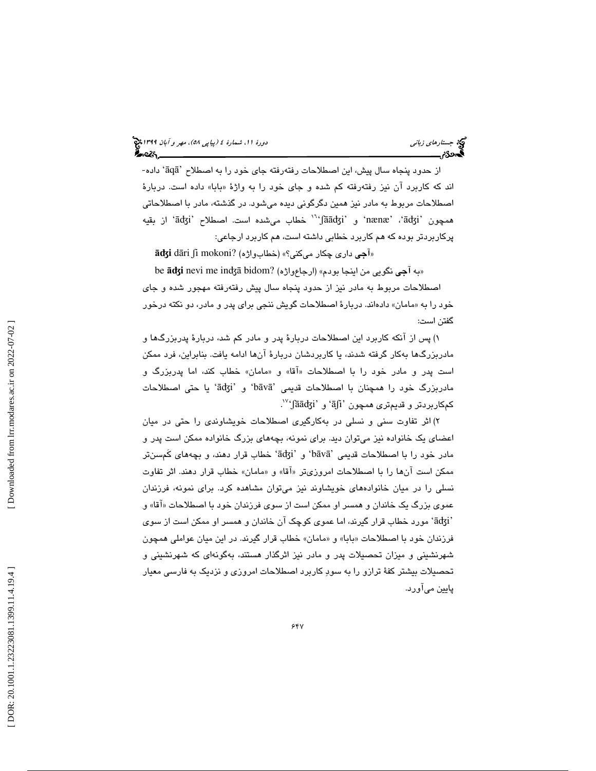از حدود پنجاه سال پیش، این اصطلاحات رفته‌رفته جای خود را به اصطلاح 'āqā' داده‌اند که کاربرد آن نیز رفته‌رفته کم شده و جای خود را به واژهٔ «بابا» داده است. دربارهٔ اصطلاحات مربوط به مادر نیز همین دگرگونی دیده می‌شود. در گذشته، مادر با اصطلاحاتی همچون 'āʤi'، 'nænæ' و 'ʃāāʤi'[16] خطاب می‌شده است. اصطلاح 'āʤi' از بقیه پرکاربردتر بوده که هم کاربرد خطابی داشته است، هم کاربرد ارجاعی:

«**آجی** داری چکار می‌کنی؟» (خطاب‌واژه) **āʤi** dāri ʃi mokoni?

«به **آجی** نگویی من اینجا بودم» (ارجاع‌واژه) be **āʤi** nevi me inʤā bidom?

اصطلاحات مربوط به مادر نیز از حدود پنجاه سال پیش رفته‌رفته مهجور شده و جای خود را به «مامان» داده‌اند. دربارهٔ اصطلاحات گویش ننجی برای پدر و مادر، دو نکته درخور گفتن است:

۱) پس از آنکه کاربرد این اصطلاحات دربارهٔ پدر و مادر کم شد، دربارهٔ پدربزرگ‌ها و مادربزرگ‌ها به‌کار گرفته شدند، یا کاربردشان دربارهٔ آن‌ها ادامه یافت. بنابراین، فرد ممکن است پدر و مادر خود را با اصطلاحات «آقا» و «مامان» خطاب کند، اما پدربزرگ و مادربزرگ خود را همچنان با اصطلاحات قدیمی 'bāvā' و 'āʤi' یا حتی اصطلاحات کم‌کاربردتر و قدیم‌تری همچون 'āʃī' و 'ʃāāʤi'[17].

۲) اثر تفاوت سنی و نسلی در به‌کارگیری اصطلاحات خویشاوندی را حتی در میان اعضای یک خانواده نیز می‌توان دید. برای نمونه، بچه‌های بزرگ خانواده ممکن است پدر و مادر خود را با اصطلاحات قدیمی 'bāvā' و 'āʤi' خطاب قرار دهند، و بچه‌های کَم‌سن‌تر ممکن است آن‌ها را با اصطلاحات امروزی‌تر «آقا» و «مامان» خطاب قرار دهند. اثر تفاوت نسلی را در میان خانواده‌های خویشاوند نیز می‌توان مشاهده کرد. برای نمونه، فرزندان عموی بزرگ یک خاندان و همسر او ممکن است از سوی فرزندان خود با اصطلاحات «آقا» و 'āʤi' مورد خطاب قرار گیرند، اما عموی کوچک آن خاندان و همسر او ممکن است از سوی فرزندان خود با اصطلاحات «بابا» و «مامان» خطاب قرار گیرند. در این میان عواملی همچون شهرنشینی و میزان تحصیلات پدر و مادر نیز اثرگذار هستند، به‌گونه‌ای که شهرنشینی و تحصیلات بیشتر کفهٔ ترازو را به سودِ کاربرد اصطلاحات امروزی و نزدیک به فارسی معیار پایین می‌آورد.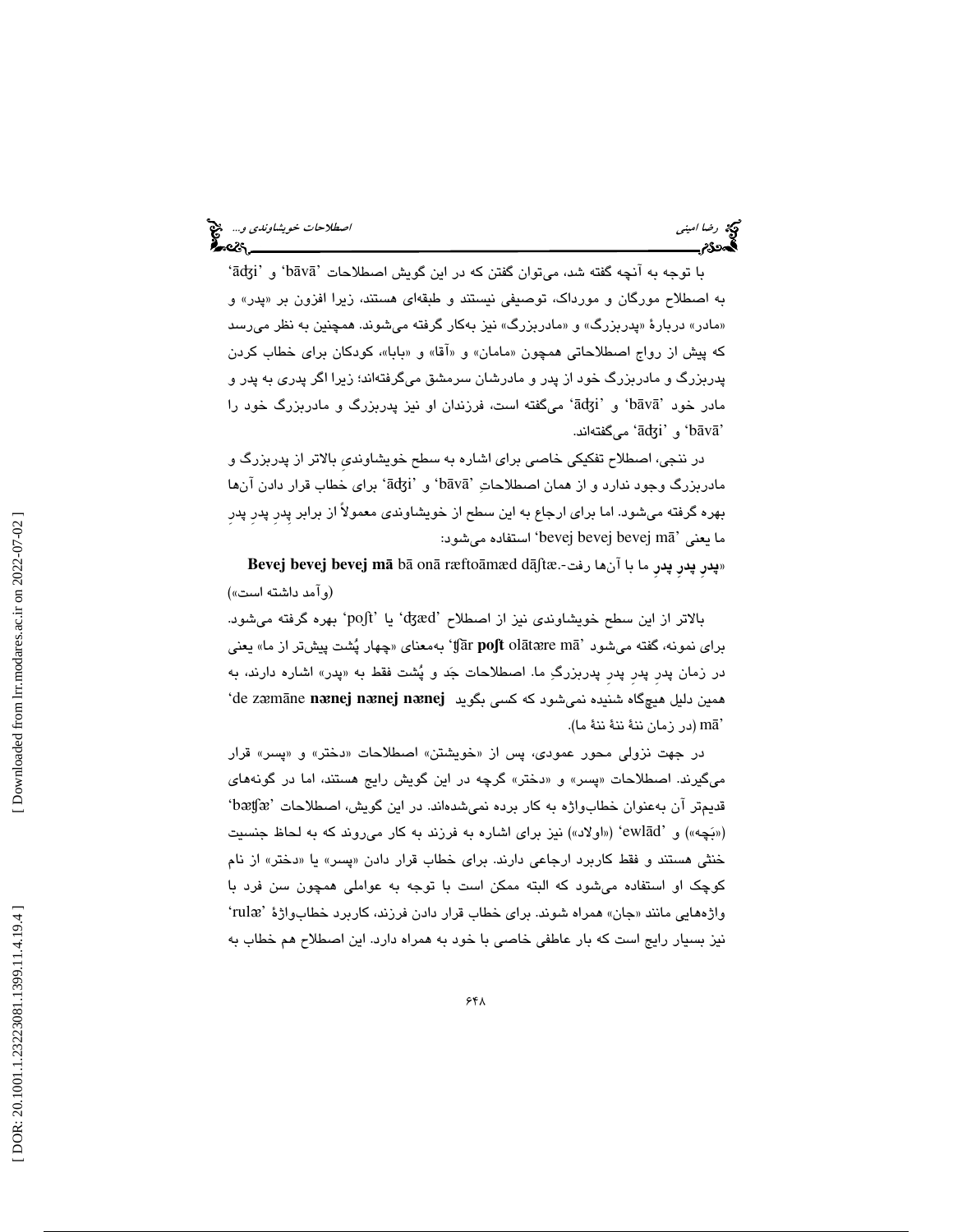با توجه به آنچه گفته شد، می‌توان گفتن که در این گویش اصطلاحات 'bāvā' و 'āʤi' به اصطلاح مورگان و مورداک، توصیفی نیستند و طبقه‌ای هستند، زیرا افزون بر «پدر» و «مادر» دربارهٔ «پدربزرگ» و «مادربزرگ» نیز به‌کار گرفته می‌شوند. همچنین به نظر می‌رسد که پیش از رواج اصطلاحاتی همچون «مامان» و «آقا» و «بابا»، کودکان برای خطاب کردن پدربزرگ و مادربزرگ خود از پدر و مادرشان سرمشق می‌گرفته‌اند؛ زیرا اگر پدری به پدر و مادر خود 'bāvā' و 'āʤi' می‌گفته است، فرزندان او نیز پدربزرگ و مادربزرگ خود را 'bāvā' و 'āʤi' می‌گفته‌اند.

در ننجی، اصطلاح تفکیکی خاصی برای اشاره به سطح خویشاوندیِ بالاتر از پدربزرگ و مادربزرگ وجود ندارد و از همان اصطلاحاتِ 'bāvā' و 'āʤi' برای خطاب قرار دادن آن‌ها بهره گرفته می‌شود. اما برای ارجاع به این سطح از خویشاوندی معمولاً از برابر پِدرِ پدرِ پدرِ ما یعنی 'bevej bevej bevej mā' استفاده می‌شود:

«**پدرِ پدرِ پدرِ** ما با آن‌ها رفت-.**Bevej bevej bevej mā** bā onā ræftoāmæd dāʃtæ (وآمد داشته است»)

بالاتر از این سطح خویشاوندی نیز از اصطلاح 'ʤæd' یا 'poʃt' بهره گرفته می‌شود. برای نمونه، گفته می‌شود 'ʧār **poʃt** olātære mā' به‌معنای «چهار پُشت پیش‌تر از ما» یعنی در زمان پدرِ پدرِ پدرِ پدربزرگِ ما. اصطلاحات جَد و پُشت فقط به «پدر» اشاره دارند، به همین دلیل هیچ‌گاه شنیده نمی‌شود که کسی بگوید 'de zæmāne **nænej nænej nænej** mā' (در زمان ننهٔ ننهٔ ننهٔ ما).

در جهت نزولی محور عمودی، پس از «خویشتن» اصطلاحات «دختر» و «پسر» قرار می‌گیرند. اصطلاحات «پسر» و «دختر» گرچه در این گویش رایج هستند، اما در گونه‌های قدیم‌تر آن به‌عنوان خطاب‌واژه به کار برده نمی‌شده‌اند. در این گویش، اصطلاحات 'bæʧæ' («بَچه») و 'ewlād' («اولاد») نیز برای اشاره به فرزند به کار می‌روند که به لحاظ جنسیت خنثی هستند و فقط کاربرد ارجاعی دارند. برای خطاب قرار دادن «پسر» یا «دختر» از نام کوچک او استفاده می‌شود که البته ممکن است با توجه به عواملی همچون سن فرد با واژه‌هایی مانند «جان» همراه شوند. برای خطاب قرار دادن فرزند، کاربرد خطاب‌واژهٔ 'rulæ' نیز بسیار رایج است که بار عاطفی خاصی با خود به همراه دارد. این اصطلاح هم خطاب به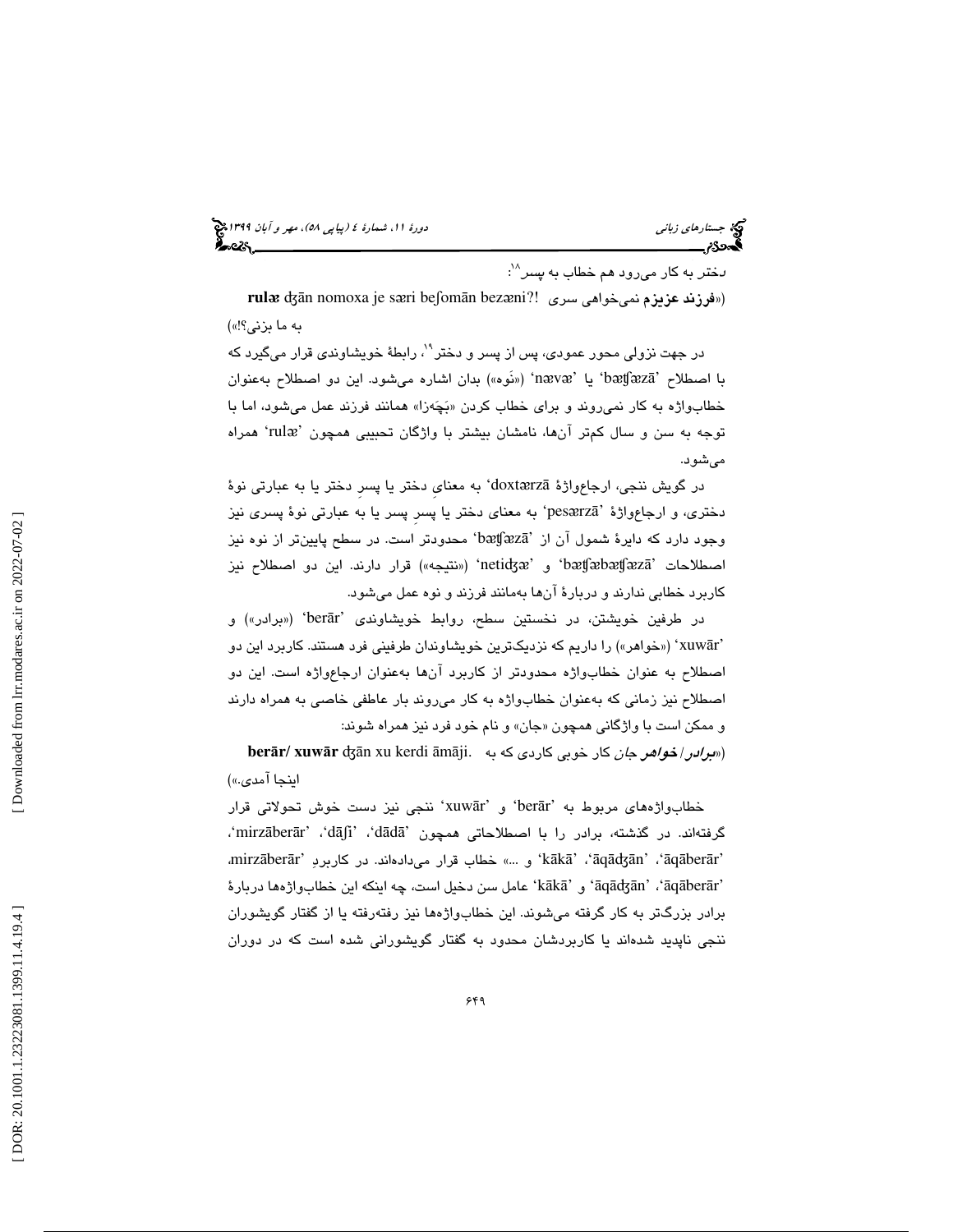دختر به کار می‌رود هم خطاب به پسر[18]:

(«**فرزند عزیزم** نمی‌خواهی سری به ما بزنی؟!» **rulæ** ʤān nomoxa je særi beʃomān bezæni?!)

در جهت نزولی محور عمودی، پس از پسر و دختر[19]، رابطهٔ خویشاوندی قرار می‌گیرد که با اصطلاح 'bæʧæzā' یا 'nævæ' («نَوه») بدان اشاره می‌شود. این دو اصطلاح به‌عنوان خطاب‌واژه به کار نمی‌روند و برای خطاب کردن «بَچَه‌زا» همانند فرزند عمل می‌شود، اما با توجه به سن و سال کم‌تر آن‌ها، نامشان بیشتر با واژگان تحبیبی همچون 'rulæ' همراه می‌شود.

در گویش ننجی، ارجاع‌واژهٔ 'doxtærzā' به معنایِ دختر یا پسرِ دختر یا به عبارتی نوهٔ دختری، و ارجاع‌واژهٔ 'pesærzā' به معنای دختر یا پسرِ پسر یا به عبارتی نوهٔ پسری نیز وجود دارد که دایرهٔ شمول آن از 'bæʧæzā' محدودتر است. در سطح پایین‌تر از نوه نیز اصطلاحات 'bæʧæbæʧæzā' و 'netiʤæ' («نتیجه») قرار دارند. این دو اصطلاح نیز کاربرد خطابی ندارند و دربارهٔ آن‌ها به‌مانند فرزند و نوه عمل می‌شود.

در طرفین خویشتن، در نخستین سطح، روابط خویشاوندی 'berār' («برادر») و 'xuwār' («خواهر») را داریم که نزدیک‌ترین خویشاوندان طرفینی فرد هستند. کاربرد این دو اصطلاح به عنوان خطاب‌واژه محدودتر از کاربرد آن‌ها به‌عنوان ارجاع‌واژه است. این دو اصطلاح نیز زمانی که به‌عنوان خطاب‌واژه به کار می‌روند بار عاطفی خاصی به همراه دارند و ممکن است با واژگانی همچون «جان» و نام خود فرد نیز همراه شوند:

(«*برادر/ خواهر* جان کار خوبی کاردی که به اینجا آمدی.» **berār/ xuwār** ʤān xu kerdi āmāji.)

خطاب‌واژه‌های مربوط به 'berār' و 'xuwār' ننجی نیز دست خوش تحولاتی قرار گرفته‌اند. در گذشته، برادر را با اصطلاحاتی همچون 'dādā'، 'dāʃi'، 'mirzāberār'، 'āqāberār'، 'āqāʤān'، 'kākā' و ...» خطاب قرار می‌داده‌اند. در کاربردِ mirzāberār، 'āqāberār'، 'āqāʤān' و 'kākā' عامل سن دخیل است، چه اینکه این خطاب‌واژه‌ها دربارهٔ برادر بزرگ‌تر به کار گرفته می‌شوند. این خطاب‌واژه‌ها نیز رفته‌رفته یا از گفتار گویشوران ننجی ناپدید شده‌اند یا کاربردشان محدود به گفتار گویشورانی شده است که در دوران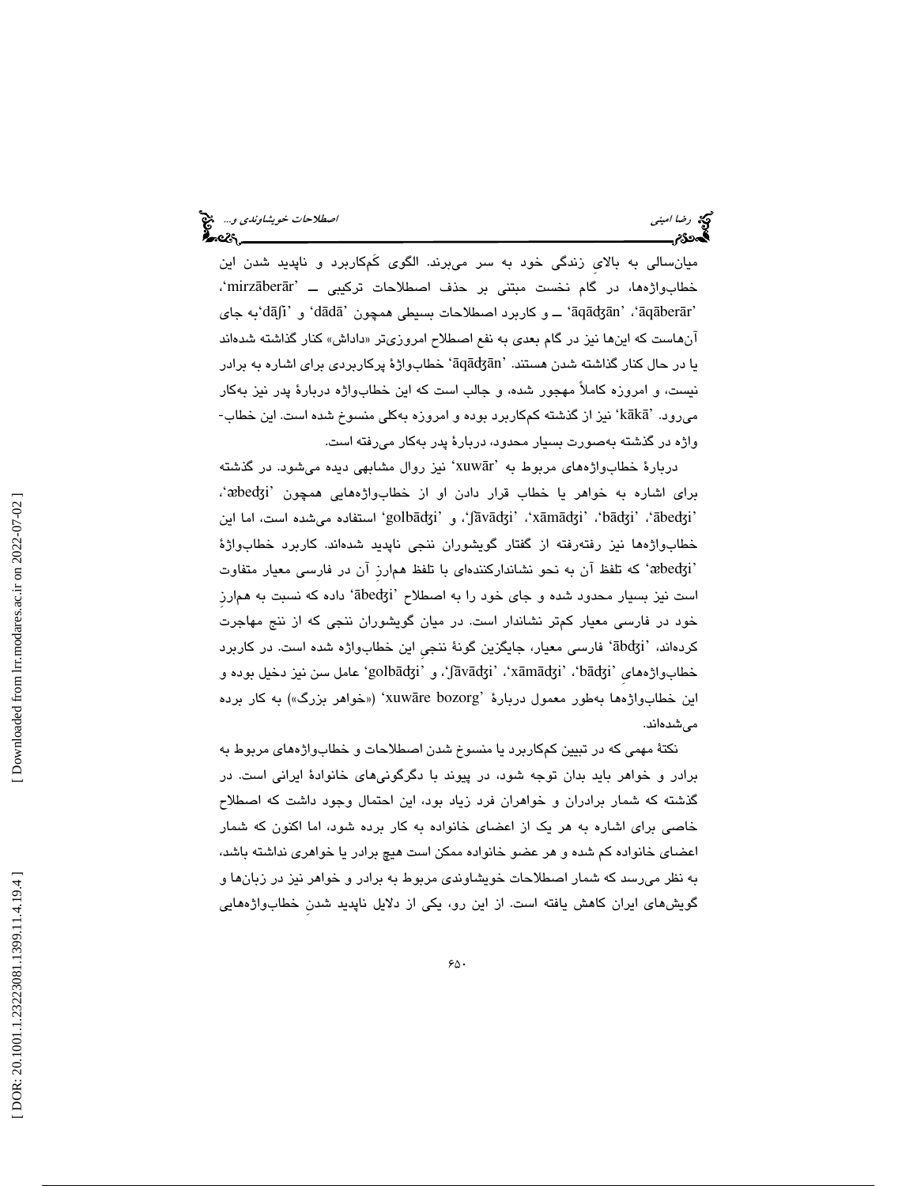میان‌سالی به بالایِ زندگی خود به سر می‌برند. الگوی کم‌کاربرد و ناپدید شدن این خطاب‌واژه‌ها، در گام نخست مبتنی بر حذف اصطلاحات ترکیبی ــ 'mirzāberār'، 'āqāberār'، 'āqāʤān' ــ و کاربرد اصطلاحات بسیطی همچون 'dādā' و 'dāʃi'به جای آن‌هاست که این‌ها نیز در گام بعدی به نفع اصطلاح امروزی‌تر «داداش» کنار گذاشته شده‌اند یا در حال کنار گذاشته شدن هستند. 'āqāʤān' خطاب‌واژهٔ پرکاربردی برای اشاره به برادر نیست، و امروزه کاملاً مهجور شده، و جالب است که این خطاب‌واژه دربارهٔ پدر نیز به‌کار می‌رود. 'kākā' نیز از گذشته کم‌کاربرد بوده و امروزه به‌کلی منسوخ شده است. این خطاب-واژه در گذشته به‌صورت بسیار محدود، دربارهٔ پدر به‌کار می‌رفته است.

دربارهٔ خطاب‌واژه‌های مربوط به 'xuwār' نیز روال مشابهی دیده می‌شود. در گذشته برای اشاره به خواهر یا خطاب قرار دادن او از خطاب‌واژه‌هایی همچون 'æbeʤi'، 'ābeʤi'، 'bāʤi'، 'xāmāʤi'، 'ʃāvāʤi'، و 'golbāʤi' استفاده می‌شده است، اما این خطاب‌واژه‌ها نیز رفته‌رفته از گفتار گویشوران ننجی ناپدید شده‌اند. کاربرد خطاب‌واژهٔ 'æbeʤi' که تلفظ آن به نحو نشاندارکننده‌ای با تلفظ هم‌ارزِ آن در فارسی معیار متفاوت است نیز بسیار محدود شده و جای خود را به اصطلاح 'ābeʤi' داده که نسبت به هم‌ارزِ خود در فارسی معیار کم‌تر نشاندار است. در میان گویشوران ننجی که از ننج مهاجرت کرده‌اند، 'ābʤi' فارسی معیار، جایگزین گونهٔ ننجیِ این خطاب‌واژه شده است. در کاربرد خطاب‌واژه‌هایِ 'bāʤi'، 'xāmāʤi'، 'ʃāvāʤi'، و 'golbāʤi' عامل سن نیز دخیل بوده و این خطاب‌واژه‌ها به‌طور معمول دربارهٔ 'xuwāre bozorg' («خواهر بزرگ») به کار برده می‌شده‌اند.

نکتهٔ مهمی که در تبیین کم‌کاربرد یا منسوخ شدن اصطلاحات و خطاب‌واژه‌های مربوط به برادر و خواهر باید بدان توجه شود، در پیوند با دگرگونی‌های خانوادهٔ ایرانی است. در گذشته که شمار برادران و خواهران فرد زیاد بود، این احتمال وجود داشت که اصطلاح خاصی برای اشاره به هر یک از اعضای خانواده به کار برده شود، اما اکنون که شمار اعضای خانواده کم شده و هر عضو خانواده ممکن است هیچ برادر یا خواهری نداشته باشد، به نظر می‌رسد که شمار اصطلاحات خویشاوندی مربوط به برادر و خواهر نیز در زبان‌ها و گویش‌های ایران کاهش یافته است. از این رو، یکی از دلایل ناپدید شدنِ خطاب‌واژه‌هایی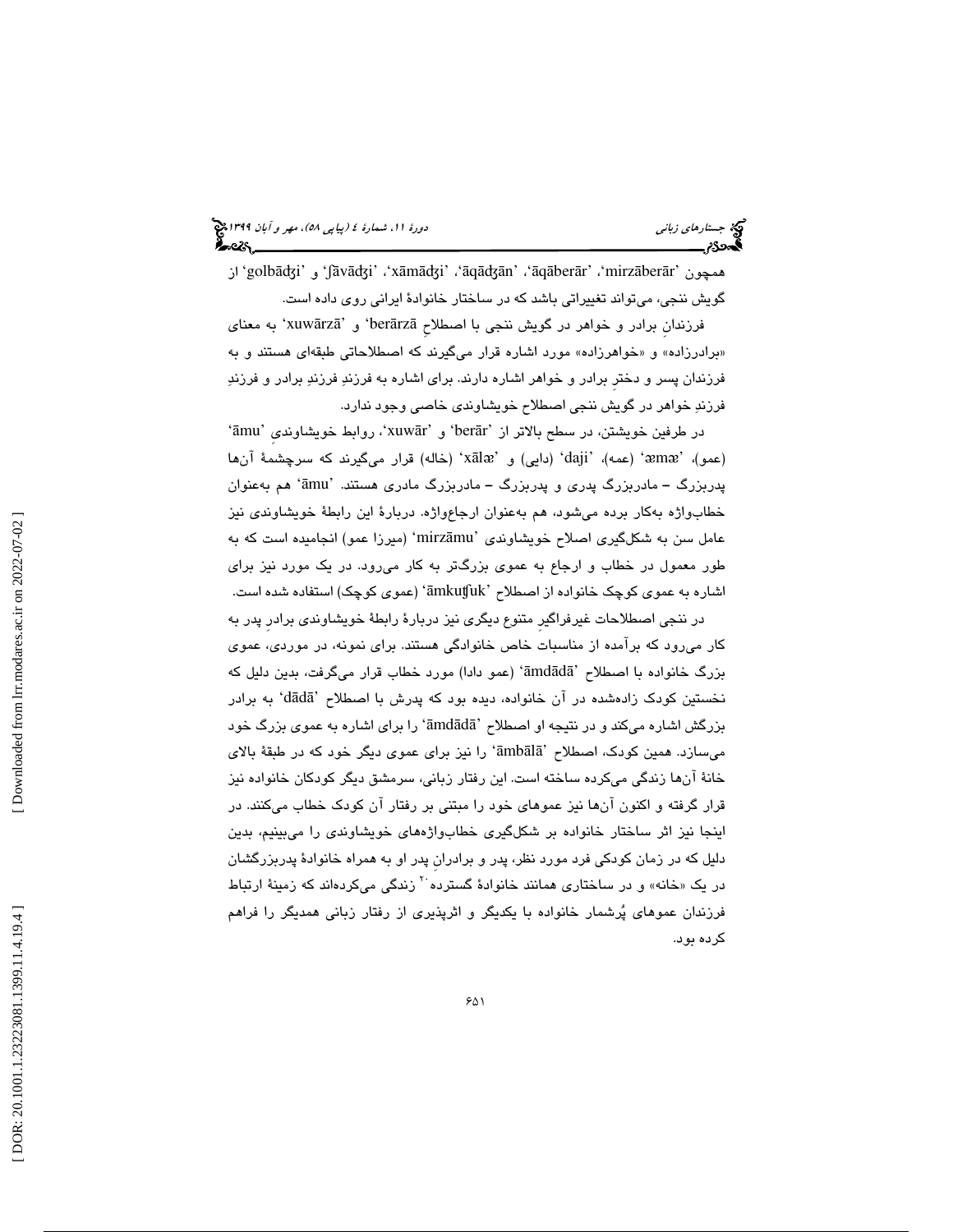همچون 'mirzāberār'، 'āqāberār'، 'āqādʒān'، 'xāmādʒi'، 'ʃāvādʒi' و 'golbādʒi' از گویش ننجی، می‌تواند تغییراتی باشد که در ساختار خانوادهٔ ایرانی روی داده است.

فرزندانِ برادر و خواهر در گویش ننجی با اصطلاحِ 'berārzā' و 'xuwārzā' به معنای «برادرزاده» و «خواهرزاده» مورد اشاره قرار می‌گیرند که اصطلاحاتی طبقه‌ای هستند و به فرزندان پسر و دخترِ برادر و خواهر اشاره دارند. برای اشاره به فرزندِ فرزندِ برادر و فرزندِ فرزندِ خواهر در گویش ننجی اصطلاح خویشاوندی خاصی وجود ندارد.

در طرفین خویشتن، در سطح بالاتر از 'berār' و 'xuwār'، روابط خویشاوندیِ 'āmu' (عمو)، 'æmæ' (عمه)، 'daji' (دایی) و 'xālæ' (خاله) قرار می‌گیرند که سرچشمهٔ آن‌ها پدربزرگ – مادربزرگ پدری و پدربزرگ – مادربزرگ مادری هستند. 'āmu' هم به‌عنوان خطاب‌واژه به‌کار برده می‌شود، هم به‌عنوان ارجاع‌واژه. دربارهٔ این رابطهٔ خویشاوندی نیز عامل سن به شکل‌گیری اصلاح خویشاوندی 'mirzāmu' (میرزا عمو) انجامیده است که به طور معمول در خطاب و ارجاع به عموی بزرگ‌تر به کار می‌رود. در یک مورد نیز برای اشاره به عموی کوچک خانواده از اصطلاح 'āmkuʧuk' (عموی کوچک) استفاده شده است.

در ننجی اصطلاحات غیرفراگیرِ متنوع دیگری نیز دربارهٔ رابطهٔ خویشاوندی برادرِ پدر به کار می‌رود که برآمده از مناسبات خاص خانوادگی هستند. برای نمونه، در موردی، عموی بزرگ خانواده با اصطلاح 'āmdādā' (عمو دادا) مورد خطاب قرار می‌گرفت، بدین دلیل که نخستین کودک زاده‌شده در آن خانواده، دیده بود که پدرش با اصطلاح 'dādā' به برادر بزرگش اشاره می‌کند و در نتیجه او اصطلاح 'āmdādā' را برای اشاره به عموی بزرگ خود می‌سازد. همین کودک، اصطلاح 'āmbālā' را نیز برای عموی دیگر خود که در طبقهٔ بالای خانهٔ آن‌ها زندگی می‌کرده ساخته است. این رفتار زبانی، سرمشق دیگر کودکان خانواده نیز قرار گرفته و اکنون آن‌ها نیز عموهای خود را مبتنی بر رفتار آن کودک خطاب می‌کنند. در اینجا نیز اثر ساختار خانواده بر شکل‌گیری خطاب‌واژه‌های خویشاوندی را می‌بینیم، بدین دلیل که در زمان کودکی فرد مورد نظر، پدر و برادرانِ پدر او به همراه خانوادهٔ پدربزرگشان در یک «خانه» و در ساختاری همانند خانوادهٔ گسترده[20] زندگی می‌کرده‌اند که زمینهٔ ارتباط فرزندان عموهای پُرشمار خانواده با یکدیگر و اثرپذیری از رفتار زبانی همدیگر را فراهم کرده بود.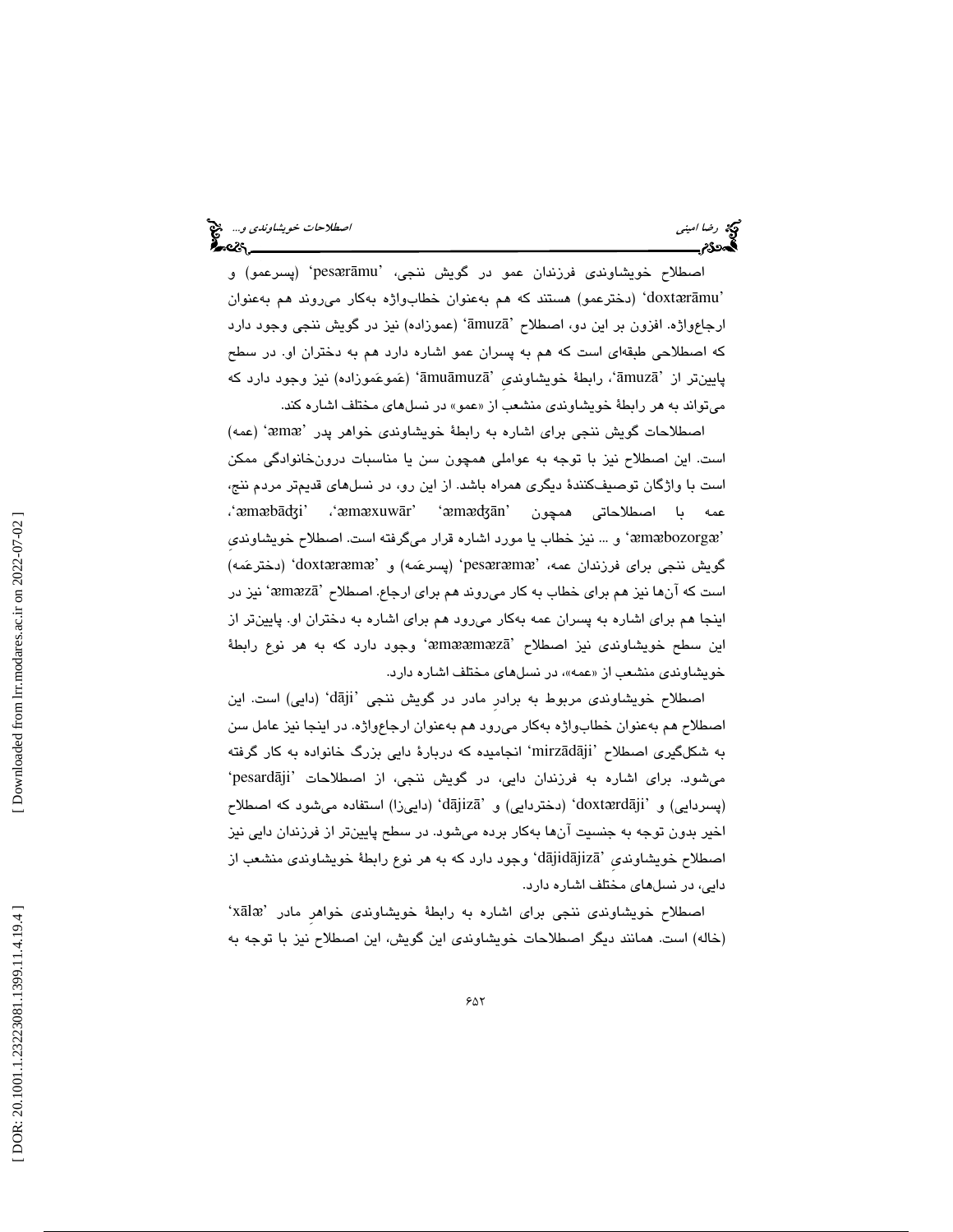اصطلاح خویشاوندی فرزندان عمو در گویش ننجی، 'pesærāmu' (پسرعمو) و 'doxtærāmu' (دخترعمو) هستند که هم به‌عنوان خطاب‌واژه به‌کار می‌روند هم به‌عنوان ارجاع‌واژه. افزون بر این دو، اصطلاح 'āmuzā' (عموزاده) نیز در گویش ننجی وجود دارد که اصطلاحی طبقه‌ای است که هم به پسران عمو اشاره دارد هم به دختران او. در سطح پایین‌تر از 'āmuzā'، رابطهٔ خویشاوندیِ 'āmuāmuzā' (عَموعَموزاده) نیز وجود دارد که می‌تواند به هر رابطهٔ خویشاوندی منشعب از «عمو» در نسل‌های مختلف اشاره کند.

اصطلاحات گویش ننجی برای اشاره به رابطهٔ خویشاوندی خواهر پدر 'æmæ' (عمه) است. این اصطلاح نیز با توجه به عواملی همچون سن یا مناسبات درون‌خانوادگی ممکن است با واژگان توصیف‌کنندهٔ دیگری همراه باشد. از این رو، در نسل‌های قدیم‌تر مردم ننج، عمه با اصطلاحاتی همچون 'æmæʤān' ،'æmæxuwār' ،'æmæbāʤi'، 'æmæbozorgæ' و ... نیز خطاب یا مورد اشاره قرار می‌گرفته است. اصطلاح خویشاوندیِ گویش ننجی برای فرزندان عمه، 'pesæræmæ' (پسرعَمه) و 'doxtæræmæ' (دخترعَمه) است که آن‌ها نیز هم برای خطاب به کار می‌روند هم برای ارجاع. اصطلاح 'æmæzā' نیز در اینجا هم برای اشاره به پسران عمه به‌کار می‌رود هم برای اشاره به دختران او. پایین‌تر از این سطح خویشاوندی نیز اصطلاح 'æmææmæzā' وجود دارد که به هر نوع رابطهٔ خویشاوندی منشعب از «عمه»، در نسل‌های مختلف اشاره دارد.

اصطلاح خویشاوندی مربوط به برادرِ مادر در گویش ننجی 'dāji' (دایی) است. این اصطلاح هم به‌عنوان خطاب‌واژه به‌کار می‌رود هم به‌عنوان ارجاع‌واژه. در اینجا نیز عامل سن به شکل‌گیری اصطلاح 'mirzādāji' انجامیده که دربارهٔ دایی بزرگ خانواده به کار گرفته می‌شود. برای اشاره به فرزندان دایی، در گویش ننجی، از اصطلاحات 'pesardāji' (پسردایی) و 'doxtærdāji' (دختردایی) و 'dājizā' (دایی‌زا) استفاده می‌شود که اصطلاح اخیر بدون توجه به جنسیت آن‌ها به‌کار برده می‌شود. در سطح پایین‌تر از فرزندان دایی نیز اصطلاح خویشاوندیِ 'dājidājizā' وجود دارد که به هر نوع رابطهٔ خویشاوندی منشعب از دایی، در نسل‌های مختلف اشاره دارد.

اصطلاح خویشاوندی ننجی برای اشاره به رابطهٔ خویشاوندی خواهرِ مادر 'xālæ' (خاله) است. همانند دیگر اصطلاحات خویشاوندی این گویش، این اصطلاح نیز با توجه به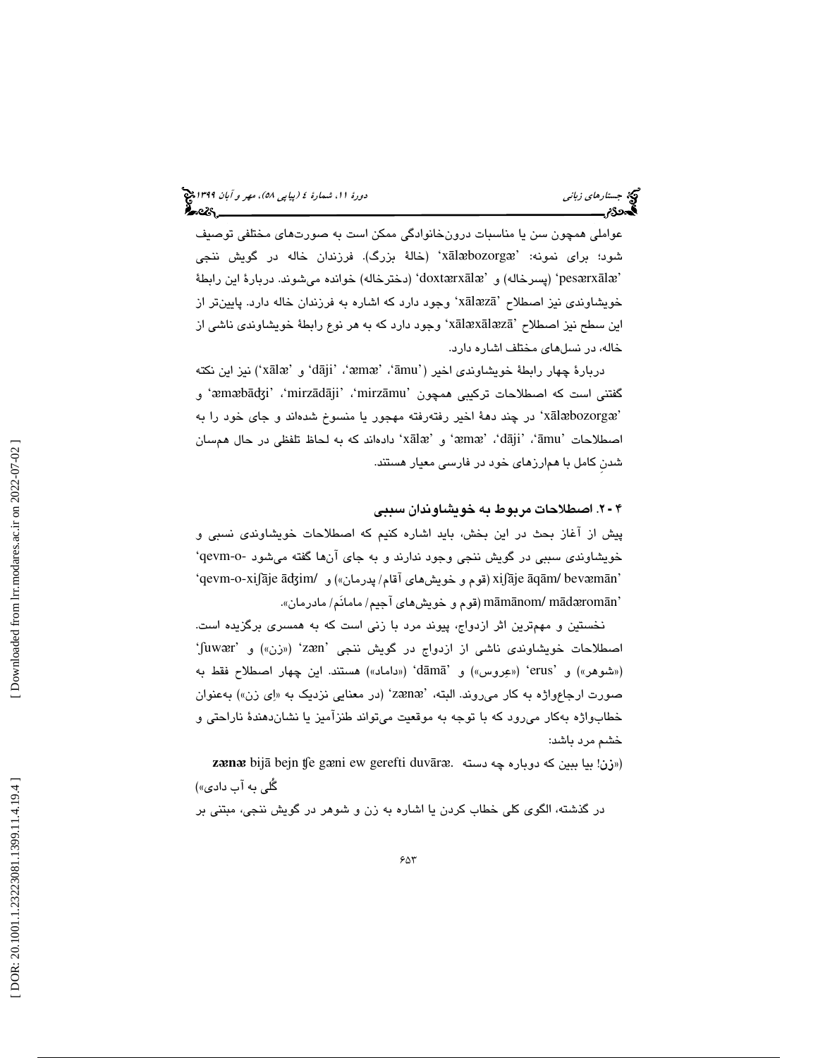عواملی همچون سن یا مناسبات درون‌خانوادگی ممکن است به صورت‌های مختلفی توصیف شود؛ برای نمونه: 'xālæbozorgæ' (خالهٔ بزرگ). فرزندان خاله در گویش ننجی 'pesærxālæ' (پسرخاله) و 'doxtærxālæ' (دخترخاله) خوانده می‌شوند. دربارهٔ این رابطهٔ خویشاوندی نیز اصطلاح 'xālæzā' وجود دارد که اشاره به فرزندان خاله دارد. پایین‌تر از این سطح نیز اصطلاح 'xālæxālæzā' وجود دارد که به هر نوع رابطهٔ خویشاوندی ناشی از خاله، در نسل‌های مختلف اشاره دارد.

دربارهٔ چهار رابطهٔ خویشاوندی اخیر ('āmu'، 'æmæ'، 'dāji' و 'xālæ') نیز این نکته گفتنی است که اصطلاحات ترکیبی همچون 'mirzāmu'، 'mirzādāji'، 'æmæbādʒi' و 'xālæbozorgæ' در چند دههٔ اخیر رفته‌رفته مهجور یا منسوخ شده‌اند و جای خود را به اصطلاحات 'āmu'، 'dāji'، 'æmæ' و 'xālæ' داده‌اند که به لحاظ تلفظی در حال هم‌سان شدنِ کامل با هم‌ارزهای خود در فارسی معیار هستند.

## ۴-۲. اصطلاحات مربوط به خویشاوندان سببی

پیش از آغاز بحث در این بخش، باید اشاره کنیم که اصطلاحات خویشاوندی نسبی و خویشاوندی سببی در گویش ننجی وجود ندارند و به جای آن‌ها گفته می‌شود -qevm-o' xiʃāje āqām/ bevæmān' (قوم و خویش‌های آقام/ پدرمان») و /qevm-o-xiʃāje ādʒim' mämānom/ mādæromān' (قوم و خویش‌های آجیم/ مامانَم/ مادرمان».

نخستین و مهم‌ترین اثر ازدواج، پیوند مرد با زنی است که به همسری برگزیده است. اصطلاحات خویشاوندی ناشی از ازدواج در گویش ننجی 'zæn' («زن») و 'ʃuwær' («شوهر») و 'erus' («عِروس») و 'dāmā' («داماد») هستند. این چهار اصطلاح فقط به صورت ارجاع‌واژه به کار می‌روند. البته، 'zænæ' (در معنایی نزدیک به «اِی زن») به‌عنوان خطاب‌واژه به‌کار می‌رود که با توجه به موقعیت می‌تواند طنزآمیز یا نشان‌دهندهٔ ناراحتی و خشم مرد باشد:

**zænæ** bijā bejn ʧe gæni ew gerefti duvāræ. («**زن**! بیا ببین که دوباره چه دسته گُلی به آب دادی»)

در گذشته، الگوی کلی خطاب کردن یا اشاره به زن و شوهر در گویش ننجی، مبتنی بر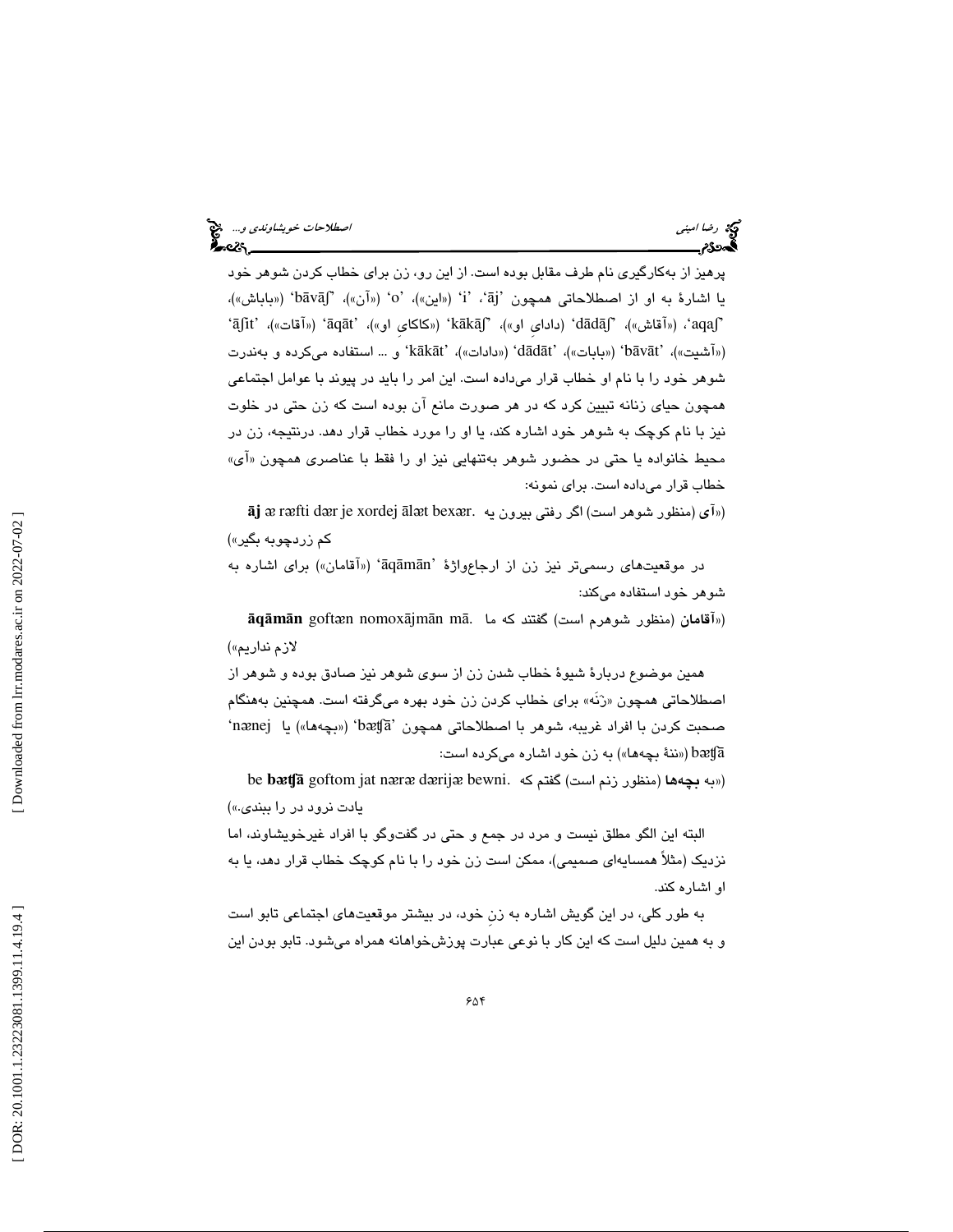پرهیز از به‌کارگیری نام طرف مقابل بوده است. از این رو، زن برای خطاب کردن شوهر خود یا اشارهٔ به او از اصطلاحاتی همچون 'āj'، 'i' («این»)، 'o' («آن»)، 'bāvāʃ' («باباش»)، 'aqaʃ'، («آقاش»)، 'dādāʃ' (دادایِ او»)، 'kākāʃ' («کاکایِ او»)، 'āqāt' («آقات»)، 'āʃit' («آشیت»)، 'bāvāt' («بابات»)، 'dādāt' («دادات»)، 'kākāt' و ... استفاده می‌کرده و به‌ندرت شوهر خود را با نام او خطاب قرار می‌داده است. این امر را باید در پیوند با عوامل اجتماعی همچون حیای زنانه تبیین کرد که در هر صورت مانع آن بوده است که زن حتی در خلوت نیز با نام کوچک به شوهر خود اشاره کند، یا او را مورد خطاب قرار دهد. درنتیجه، زن در محیط خانواده یا حتی در حضور شوهر به‌تنهایی نیز او را فقط با عناصری همچون «آی» خطاب قرار می‌داده است. برای نمونه:

**āj** æ ræfti dær je xordej ālæt bexær. («**آی** (منظور شوهر است) اگر رفتی بیرون یه کم زردچوبه بگیر»)

در موقعیت‌های رسمی‌تر نیز زن از ارجاع‌واژهٔ 'āqāmān' («آقامان») برای اشاره به شوهر خود استفاده می‌کند:

**āqāmān** goftæn nomoxājmān mā. («**آقامان** (منظور شوهرم است) گفتند که ما لازم نداریم»)

همین موضوع دربارهٔ شیوهٔ خطاب شدن زن از سوی شوهر نیز صادق بوده و شوهر از اصطلاحاتی همچون «زَنَه» برای خطاب کردن زن خود بهره می‌گرفته است. همچنین به‌هنگام صحبت کردن با افراد غریبه، شوهر با اصطلاحاتی همچون 'bæʧā' («بچه‌ها») یا 'nænej bæʧā' («ننهٔ بچه‌ها») به زن خود اشاره می‌کرده است:

be **bæʧā** goftom jat nære dærijæ bewni. («به **بچه‌ها** (منظور زنم است) گفتم که یادت نرود در را ببندی.»)

البته این الگو مطلق نیست و مرد در جمع و حتی در گفت‌وگو با افراد غیرخویشاوند، اما نزدیک (مثلاً همسایه‌ای صمیمی)، ممکن است زن خود را با نام کوچک خطاب قرار دهد، یا به او اشاره کند.

به طور کلی، در این گویش اشاره به زنِ خود، در بیشتر موقعیت‌های اجتماعی تابو است و به همین دلیل است که این کار با نوعی عبارت پوزش‌خواهانه همراه می‌شود. تابو بودن این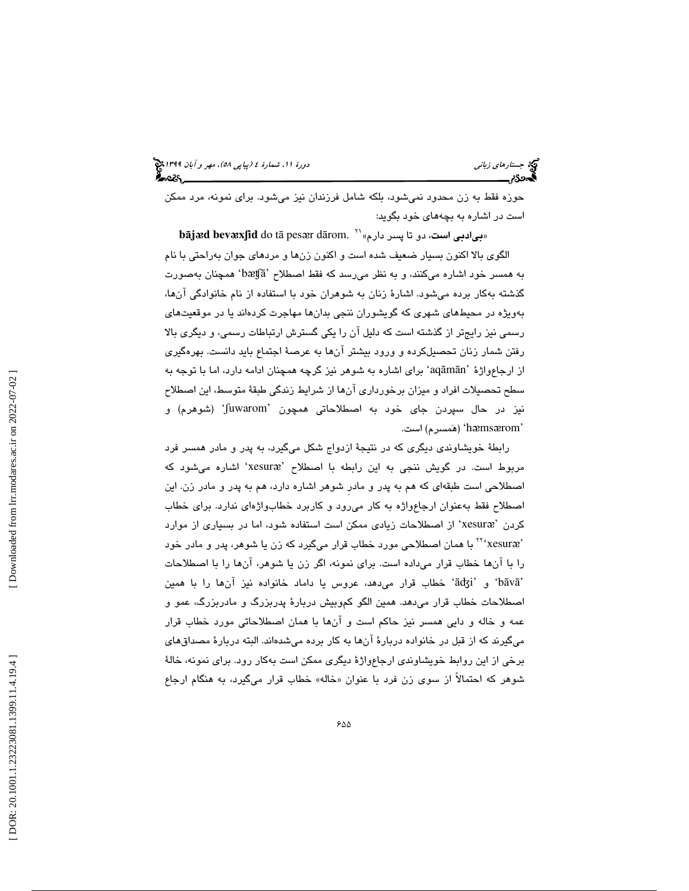حوزه فقط به زن محدود نمی‌شود، بلکه شامل فرزندان نیز می‌شود. برای نمونه، مرد ممکن است در اشاره به بچه‌های خود بگوید:

«**بی‌ادبی است**، دو تا پسر دارم»[21] .**bājæd bevæxʃīd** do tā pesær dārom

الگوی بالا اکنون بسیار ضعیف شده است و اکنون زن‌ها و مردهای جوان به‌راحتی با نام به همسر خود اشاره می‌کنند، و به نظر می‌رسد که فقط اصطلاح 'bæʧā' همچنان به‌صورت گذشته به‌کار برده می‌شود. اشارهٔ زنان به شوهران خود با استفاده از نام خانوادگی آن‌ها، به‌ویژه در محیط‌های شهری که گویشوران ننجی بدان‌ها مهاجرت کرده‌اند یا در موقعیت‌های رسمی نیز رایج‌تر از گذشته است که دلیل آن را یکی گسترش ارتباطات رسمی، و دیگری بالا رفتن شمار زنان تحصیل‌کرده و ورود بیشتر آن‌ها به عرصهٔ اجتماع باید دانست. بهره‌گیری از ارجاع‌واژهٔ 'aqāmān' برای اشاره به شوهر نیز گرچه همچنان ادامه دارد، اما با توجه به سطح تحصیلات افراد و میزان برخورداری آن‌ها از شرایط زندگی طبقهٔ متوسط، این اصطلاح نیز در حال سپردن جای خود به اصطلاحاتی همچون 'ʃuwarom' (شوهرم) و 'hæmsærom' (هَمسرم) است.

رابطهٔ خویشاوندی دیگری که در نتیجهٔ ازدواج شکل می‌گیرد، به پدر و مادر همسر فرد مربوط است. در گویش ننجی به این رابطه با اصطلاح 'xesuræ' اشاره می‌شود که اصطلاحی است طبقه‌ای که هم به پدر و مادرِ شوهر اشاره دارد، هم به پدر و مادر زن. این اصطلاح فقط به‌عنوان ارجاع‌واژه به کار می‌رود و کاربرد خطاب‌واژه‌ای ندارد. برای خطاب کردن 'xesuræ' از اصطلاحات زیادی ممکن است استفاده شود، اما در بسیاری از موارد 'xesuræ'[22] با همان اصطلاحی مورد خطاب قرار می‌گیرد که زن یا شوهر، پدر و مادر خود را با آن‌ها خطاب قرار می‌داده است. برای نمونه، اگر زن یا شوهر، آن‌ها را با اصطلاحات 'bāvā' و 'āʤi' خطاب قرار می‌دهد، عروس یا داماد خانواده نیز آن‌ها را با همین اصطلاحات خطاب قرار می‌دهد. همین الگو کم‌وبیش دربارهٔ پدربزرگ و مادربزرگ، عمو و عمه و خاله و دایی همسر نیز حاکم است و آن‌ها با همان اصطلاحاتی مورد خطاب قرار می‌گیرند که از قبل در خانواده دربارهٔ آن‌ها به کار برده می‌شده‌اند. البته دربارهٔ مصداق‌های برخی از این روابط خویشاوندی ارجاع‌واژهٔ دیگری ممکن است به‌کار رود. برای نمونه، خالهٔ شوهر که احتمالاً از سوی زن فرد با عنوان «خاله» خطاب قرار می‌گیرد، به هنگام ارجاع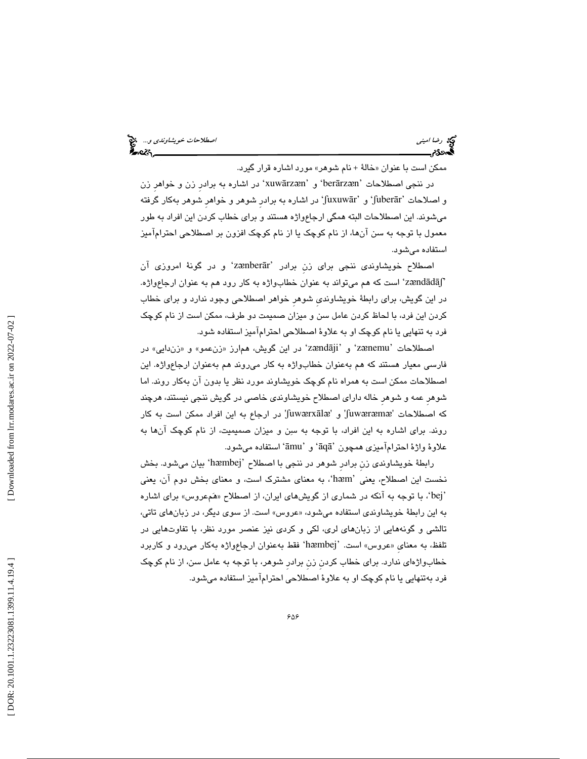ممکن است با عنوان «خالۀ + نام شوهر» مورد اشاره قرار گیرد.

در ننجی اصطلاحات 'berārzæn' و 'xuwārzæn' در اشاره به برادرِ زن و خواهرِ زن و اصلاحات 'ʃuberār' و 'ʃuxuwār' در اشاره به برادرِ شوهر و خواهرِ شوهر به‌کار گرفته می‌شوند. این اصطلاحات البته همگی ارجاع‌واژه هستند و برای خطاب کردن این افراد به طور معمول با توجه به سن آن‌ها، از نام کوچک یا از نام کوچک افزون بر اصطلاحی احترام‌آمیز استفاده می‌شود.

اصطلاح خویشاوندی ننجی برای زنِ برادر 'zænberār' و در گونۀ امروزی آن 'zændādāʃ' است که هم می‌تواند به عنوان خطاب‌واژه به کار رود هم به عنوان ارجاع‌واژه. در این گویش، برای رابطۀ خویشاوندیِ شوهرِ خواهر اصطلاحی وجود ندارد و برای خطاب کردن این فرد، با لحاظ کردن عامل سن و میزان صمیمت دو طرف، ممکن است از نام کوچک فرد به تنهایی یا نام کوچک او به علاوۀ اصطلاحی احترام‌آمیز استفاده شود.

اصطلاحات 'zænemu' و 'zændāji' در این گویش، هم‌ارز «زن‌عمو» و «زن‌دایی» در فارسی معیار هستند که هم به‌عنوان خطاب‌واژه به کار می‌روند هم به‌عنوان ارجاع‌واژه. این اصطلاحات ممکن است به همراه نام کوچک خویشاوند مورد نظر یا بدون آن به‌کار روند. اما شوهرِ عمه و شوهرِ خاله دارای اصطلاح خویشاوندی خاصی در گویش ننجی نیستند، هرچند که اصطلاحات 'ʃuwærræmæ' و 'ʃuwærxālæ' در ارجاع به این افراد ممکن است به کار روند. برای اشاره به این افراد، با توجه به سِن و میزان صمیمیت، از نام کوچک آن‌ها به علاوۀ واژۀ احترام‌آمیزی همچون 'āqā' و 'āmu' استفاده می‌شود.

رابطۀ خویشاوندی زنِ برادرِ شوهر در ننجی با اصطلاح 'hæmbej' بیان می‌شود. بخش نخست این اصطلاح، یعنی 'hæm'، به معنای مشترک است، و معنای بخش دوم آن، یعنی 'bej'، با توجه به آنکه در شماری از گویش‌های ایران، از اصطلاح «هَم‌عروس» برای اشاره به این رابطۀ خویشاوندی استفاده می‌شود، «عروس» است. از سوی دیگر، در زبان‌های تاتی، تالشی و گونه‌هایی از زبان‌های لری، لکی و کردی نیز عنصر مورد نظر، با تفاوت‌هایی در تلفظ، به معنای «عروس» است. 'hæmbej' فقط به‌عنوان ارجاع‌واژه به‌کار می‌رود و کاربرد خطاب‌واژه‌ای ندارد. برای خطاب کردن زنِ برادرِ شوهر، با توجه به عامل سن، از نام کوچک فرد به‌تنهایی یا نام کوچک او به علاوۀ اصطلاحی احترام‌آمیز استفاده می‌شود.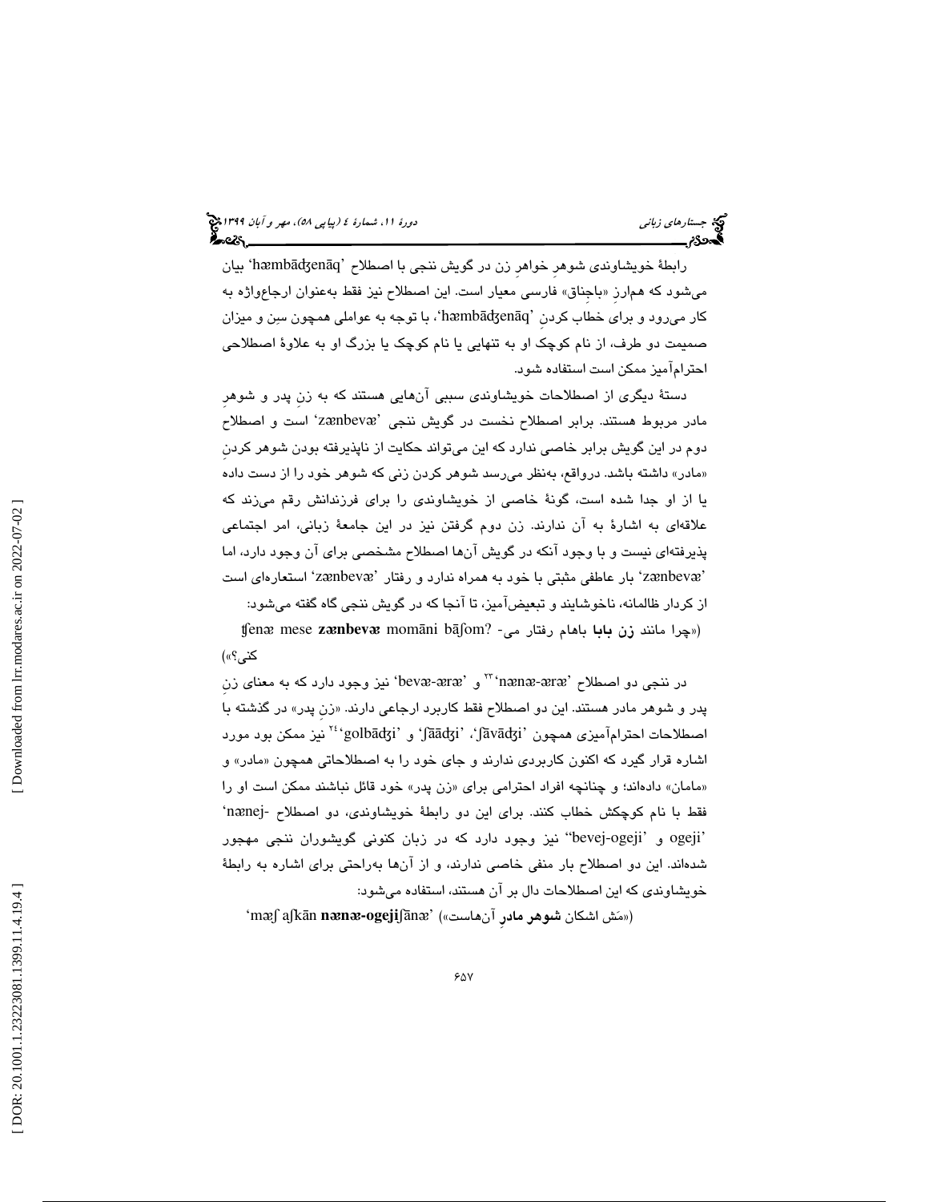رابطهٔ خویشاوندی شوهرِ خواهرِ زن در گویش ننجی با اصطلاح 'hæmbāʤenāq' بیان می‌شود که هم‌ارزِ «باجِناق» فارسی معیار است. این اصطلاح نیز فقط به‌عنوان ارجاع‌واژه به کار می‌رود و برای خطاب کردنِ 'hæmbāʤenāq'، با توجه به عواملی همچون سِن و میزان صمیمت دو طرف، از نام کوچک او به تنهایی یا نام کوچک یا بزرگ او به علاوهٔ اصطلاحی احترام‌آمیز ممکن است استفاده شود.

دستهٔ دیگری از اصطلاحات خویشاوندی سببی آن‌هایی هستند که به زنِ پدر و شوهرِ مادر مربوط هستند. برابر اصطلاح نخست در گویش ننجی 'zænbevæ' است و اصطلاح دوم در این گویش برابر خاصی ندارد که این می‌تواند حکایت از ناپذیرفته بودن شوهر کردنِ «مادر» داشته باشد. درواقع، به‌نظر می‌رسد شوهر کردن زنی که شوهر خود را از دست داده یا از او جدا شده است، گونهٔ خاصی از خویشاوندی را برای فرزندانش رقم می‌زند که علاقه‌ای به اشارهٔ به آن ندارند. زن دوم گرفتن نیز در این جامعهٔ زبانی، امر اجتماعی پذیرفته‌ای نیست و با وجود آنکه در گویش آن‌ها اصطلاح مشخصی برای آن وجود دارد، اما 'zænbevæ' بار عاطفی مثبتی با خود به همراه ندارد و رفتار 'zænbevæ' استعاره‌ای است از کردار ظالمانه، ناخوشایند و تبعیض‌آمیز، تا آنجا که در گویش ننجی گاه گفته می‌شود:

ʧenæ mese **zænbevæ** momāni bāʃom? («چرا مانند **زن بابا** باهام رفتار می‌کنی؟»)

در ننجی دو اصطلاح 'nænæ-æræ'[23] و 'bevæ-æræ' نیز وجود دارد که به معنای زنِ پدر و شوهر مادر هستند. این دو اصطلاح فقط کاربرد ارجاعی دارند. «زنِ پدر» در گذشته با اصطلاحات احترام‌آمیزی همچون 'golbāʤi'، 'ʃāādʒi' و 'ʃāvāʤi'[24] نیز ممکن بود مورد اشاره قرار گیرد که اکنون کاربردی ندارند و جای خود را به اصطلاحاتی همچون «مادر» و «مامان» داده‌اند؛ و چنانچه افراد احترامی برای «زن پدر» خود قائل نباشند ممکن است او را فقط با نام کوچکش خطاب کنند. برای این دو رابطهٔ خویشاوندی، دو اصطلاح 'nænej-ogeji' و 'bevej-ogeji' نیز وجود دارد که در زبان کنونی گویشوران ننجی مهجور شده‌اند. این دو اصطلاح بار منفی خاصی ندارند، و از آن‌ها به‌راحتی برای اشاره به رابطهٔ خویشاوندی که این اصطلاحات دال بر آن هستند، استفاده می‌شود:

'mæʃ aʃkān **nænæ-ogeji**ʃānæ' («مَش اشکان **شوهر مادرِ** آن‌هاست»)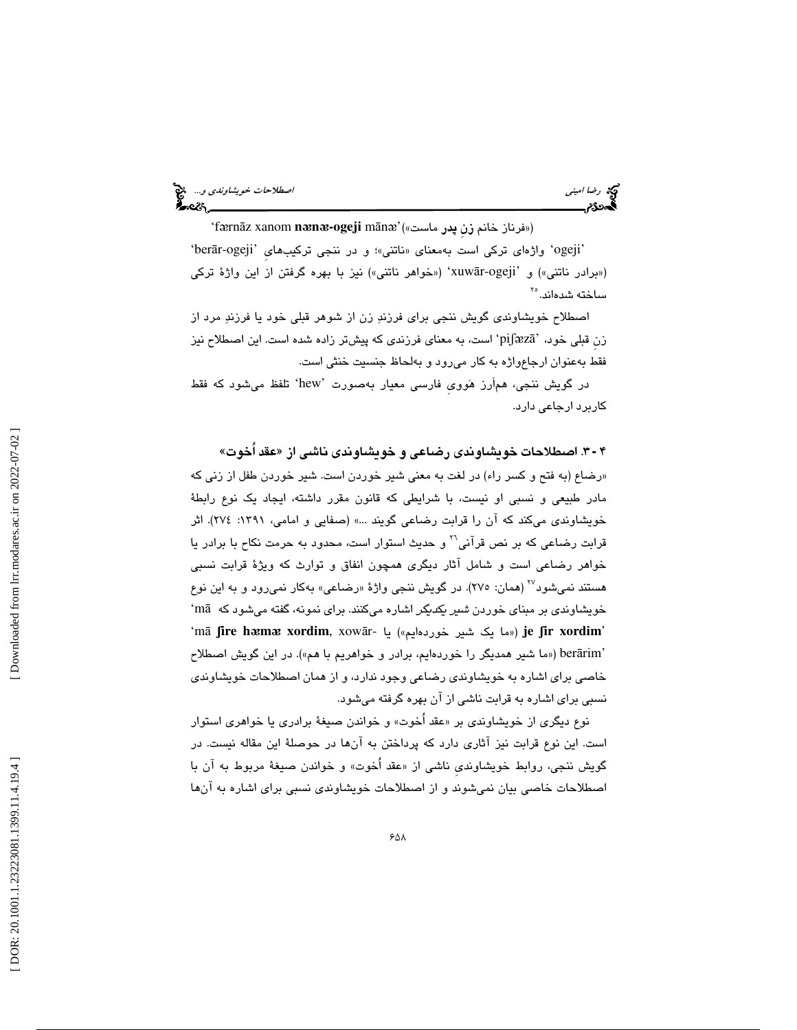(«فرناز خانم زنِ پدر ماست»)'færnāz xanom **nænæ-ogeji** mānæ'

'ogeji' واژه‌ای ترکی است به‌معنای «ناتنی»؛ و در ننجی ترکیب‌های 'berār-ogeji' («برادر ناتنی») و 'xuwār-ogeji' («خواهر ناتنی») نیز با بهره گرفتن از این واژهٔ ترکی ساخته شده‌اند.[25]

اصطلاح خویشاوندی گویش ننجی برای فرزندِ زن از شوهر قبلی خود یا فرزندِ مرد از زنِ قبلی خود، 'piʃæzā' است، به معنای فرزندی که پیش‌تر زاده شده است. این اصطلاح نیز فقط به‌عنوان ارجاع‌واژه به کار می‌رود و به‌لحاظ جنسیت خنثی است.

در گویش ننجی، هم‌ارز هَوویِ فارسی معیار به‌صورت 'hew' تلفظ می‌شود که فقط کاربرد ارجاعی دارد.

### ۴-۳. اصطلاحات خویشاوندی رضاعی و خویشاوندی ناشی از «عقد اُخوت»

«رضاع (به فتح و کسر راء) در لغت به معنی شیر خوردن است. شیر خوردن طفل از زنی که مادر طبیعی و نسبی او نیست، با شرایطی که قانون مقرر داشته، ایجاد یک نوع رابطهٔ خویشاوندی می‌کند که آن را قرابت رضاعی گویند ...» (صفایی و امامی، ۱۳۹۱: ۲۷۴). اثر قرابت رضاعی که بر نص قرآنی[26] و حدیث استوار است، محدود به حرمت نکاح با برادر یا خواهر رضاعی است و شامل آثار دیگری همچون انفاق و توارث که ویژهٔ قرابت نسبی هستند نمی‌شود[27] (همان: ۲۷۵). در گویش ننجی واژهٔ «رضاعی» به‌کار نمی‌رود و به این نوع خویشاوندی بر مبنای خوردن شیر یکدیگر اشاره می‌کنند. برای نمونه، گفته می‌شود که 'mā **je ʃīr xordim**' («ما یک شیر خورده‌ایم») یا 'mā **ʃīre hæmæ xordim**, xowār-berārim' («ما شیر همدیگر را خورده‌ایم، برادر و خواهریم با هم»). در این گویش اصطلاح خاصی برای اشاره به خویشاوندی رضاعی وجود ندارد، و از همان اصطلاحات خویشاوندی نسبی برای اشاره به قرابت ناشی از آن بهره گرفته می‌شود.

نوع دیگری از خویشاوندی بر «عقد اُخوت» و خواندن صیغهٔ برادری یا خواهری استوار است. این نوع قرابت نیز آثاری دارد که پرداختن به آن‌ها در حوصلهٔ این مقاله نیست. در گویش ننجی، روابط خویشاوندیِ ناشی از «عقد اُخوت» و خواندن صیغهٔ مربوط به آن با اصطلاحات خاصی بیان نمی‌شوند و از اصطلاحات خویشاوندی نسبی برای اشاره به آن‌ها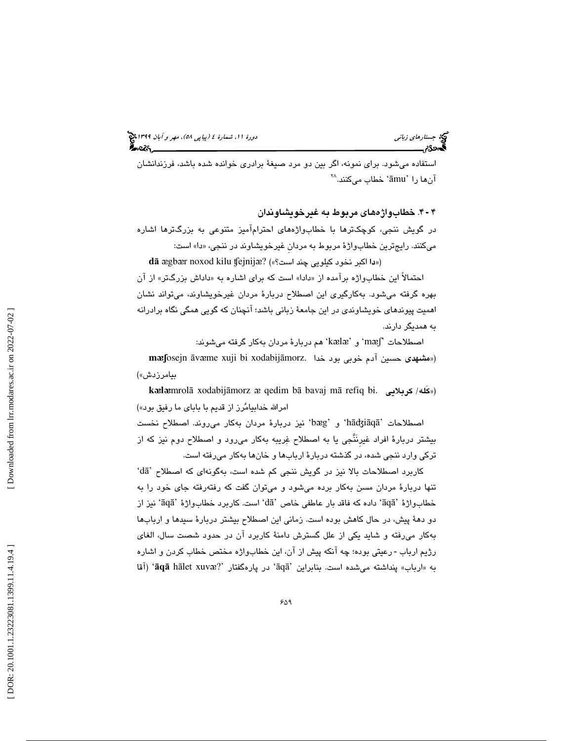استفاده می‌شود. برای نمونه، اگر بین دو مرد صیغهٔ برادری خوانده شده باشد، فرزندانشان آن‌ها را 'āmu' خطاب می‌کنند.[۲۸]

### ۴-۴. خطاب‌واژه‌های مربوط به غیرخویشاوندان

در گویش ننجی، کوچک‌ترها با خطاب‌واژه‌های احترام‌آمیز متنوعی به بزرگ‌ترها اشاره می‌کنند. رایج‌ترین خطاب‌واژهٔ مربوط به مردانِ غیرخویشاوند در ننجی، «دا» است:

**dā** ægbær noxod kilu ʧejnijæ? («**دا** اکبر نخود کیلویی چند است؟»)

احتمالاً این خطاب‌واژه برآمده از «دادا» است که برای اشاره به «داداش بزرگ‌تر» از آن بهره گرفته می‌شود. به‌کارگیری این اصطلاح دربارهٔ مردان غیرخویشاوند، می‌تواند نشان اهمیت پیوندهای خویشاوندی در این جامعهٔ زبانی باشد؛ آنچنان که گویی همگی نگاه برادرانه به همدیگر دارند.

اصطلاحات 'mæʃ' و 'kælæ' هم دربارهٔ مردان به‌کار گرفته می‌شوند:

**mæʃ**osejn āvæme xuji bi xodabijāmorz. («**مشهدی** حسین آدم خوبی بود خدا بیامرزدش»)

**kælæ**mrolā xodabijāmorz æ qedim bā bavaj mā refiq bi. («**کَله/ کربلایی** امرالله خدابیامُرز از قدیم با بابای ما رفیق بود»)

اصطلاحات 'hādʒiāqā' و 'bæg' نیز دربارهٔ مردان به‌کار می‌روند. اصطلاح نخست بیشتر دربارهٔ افراد غیرنَنَّجی یا به اصطلاح غِریبه به‌کار می‌رود و اصطلاح دوم نیز که از ترکی وارد ننجی شده، در گذشته دربارهٔ اربابها و خان‌ها به‌کار می‌رفته است.

کاربرد اصطلاحات بالا نیز در گویش ننجی کم شده است، به‌گونه‌ای که اصطلاح 'dā' تنها دربارهٔ مردان مسن به‌کار برده می‌شود و می‌توان گفت که رفته‌رفته جای خود را به خطاب‌واژهٔ 'āqā' داده که فاقد بار عاطفی خاص 'dā' است. کاربرد خطاب‌واژهٔ 'āqā' نیز از دو دههٔ پیش، در حال کاهش بوده است. زمانی این اصطلاح بیشتر دربارهٔ سیدها و اربابها به‌کار می‌رفته و شاید یکی از علل گسترش دامنهٔ کاربرد آن در حدود شصت سال، الغای رژیم ارباب - رعیتی بوده؛ چه آنکه پیش از آن، این خطاب‌واژه مختص خطاب کردن و اشاره به «ارباب» پنداشته می‌شده است. بنابراین 'āqā' در پاره‌گفتار '**āqā** hālet xuvæ?' (آقا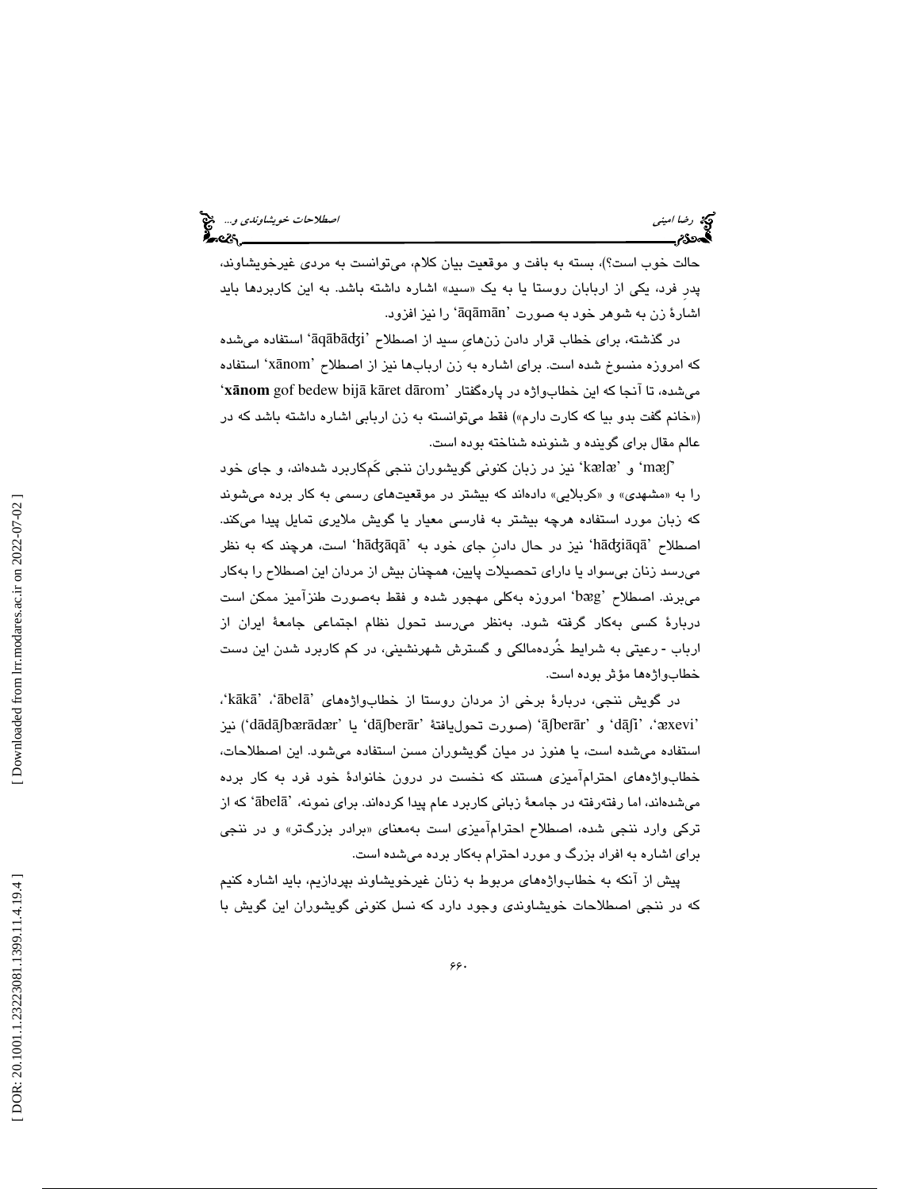حالت خوب است؟)، بسته به بافت و موقعیت بیان کلام، می‌توانست به مردی غیرخویشاوند، پدرِ فرد، یکی از اربابان روستا یا به یک «سید» اشاره داشته باشد. به این کاربردها باید اشارهٔ زن به شوهر خود به صورت 'āqāmān' را نیز افزود.

در گذشته، برای خطاب قرار دادن زن‌های سید از اصطلاح 'āqābādʤi' استفاده می‌شده که امروزه منسوخ شده است. برای اشاره به زن ارباب‌ها نیز از اصطلاح 'xānom' استفاده می‌شده، تا آنجا که این خطاب‌واژه در پاره‌گفتار '**xānom** gof bedew bijā kāret dārom' («خانم گفت بدو بیا که کارت دارم») فقط می‌توانسته به زن اربابی اشاره داشته باشد که در عالم مقال برای گوینده و شنونده شناخته بوده است.

'mæʃ' و 'kælæ' نیز در زبان کنونی گویشوران ننجی کَم‌کاربرد شده‌اند، و جای خود را به «مشهدی» و «کربلایی» داده‌اند که بیشتر در موقعیت‌های رسمی به کار برده می‌شوند که زبان مورد استفاده هرچه بیشتر به فارسی معیار یا گویش ملایری تمایل پیدا می‌کند. اصطلاح 'hādʤiāqā' نیز در حال دادنِ جای خود به 'hādʤāqā' است، هرچند که به نظر می‌رسد زنان بی‌سواد یا دارای تحصیلات پایین، همچنان بیش از مردان این اصطلاح را به‌کار می‌برند. اصطلاح 'bæg' امروزه به‌کلی مهجور شده و فقط به‌صورت طنزآمیز ممکن است دربارهٔ کسی به‌کار گرفته شود. به‌نظر می‌رسد تحول نظام اجتماعی جامعهٔ ایران از ارباب - رعیتی به شرایط خُرده‌مالکی و گسترش شهرنشینی، در کم کاربرد شدن این دست خطاب‌واژه‌ها مؤثر بوده است.

در گویش ننجی، دربارهٔ برخی از مردان روستا از خطاب‌واژه‌های 'ābelā'، 'kākā'، 'æxevi'، 'dāʃi' و 'āʃberār' (صورت تحول‌یافتهٔ 'dāʃberār' یا 'dādāʃbærādær') نیز استفاده می‌شده است، یا هنوز در میان گویشوران مسن استفاده می‌شود. این اصطلاحات، خطاب‌واژه‌های احترام‌آمیزی هستند که نخست در درون خانوادهٔ خود فرد به کار برده می‌شده‌اند، اما رفته‌رفته در جامعهٔ زبانی کاربرد عام پیدا کرده‌اند. برای نمونه، 'ābelā' که از ترکی وارد ننجی شده، اصطلاح احترام‌آمیزی است به‌معنای «برادر بزرگ‌تر» و در ننجی برای اشاره به افراد بزرگ و مورد احترام به‌کار برده می‌شده است.

پیش از آنکه به خطاب‌واژه‌های مربوط به زنان غیرخویشاوند بپردازیم، باید اشاره کنیم که در ننجی اصطلاحات خویشاوندی وجود دارد که نسل کنونی گویشوران این گویش با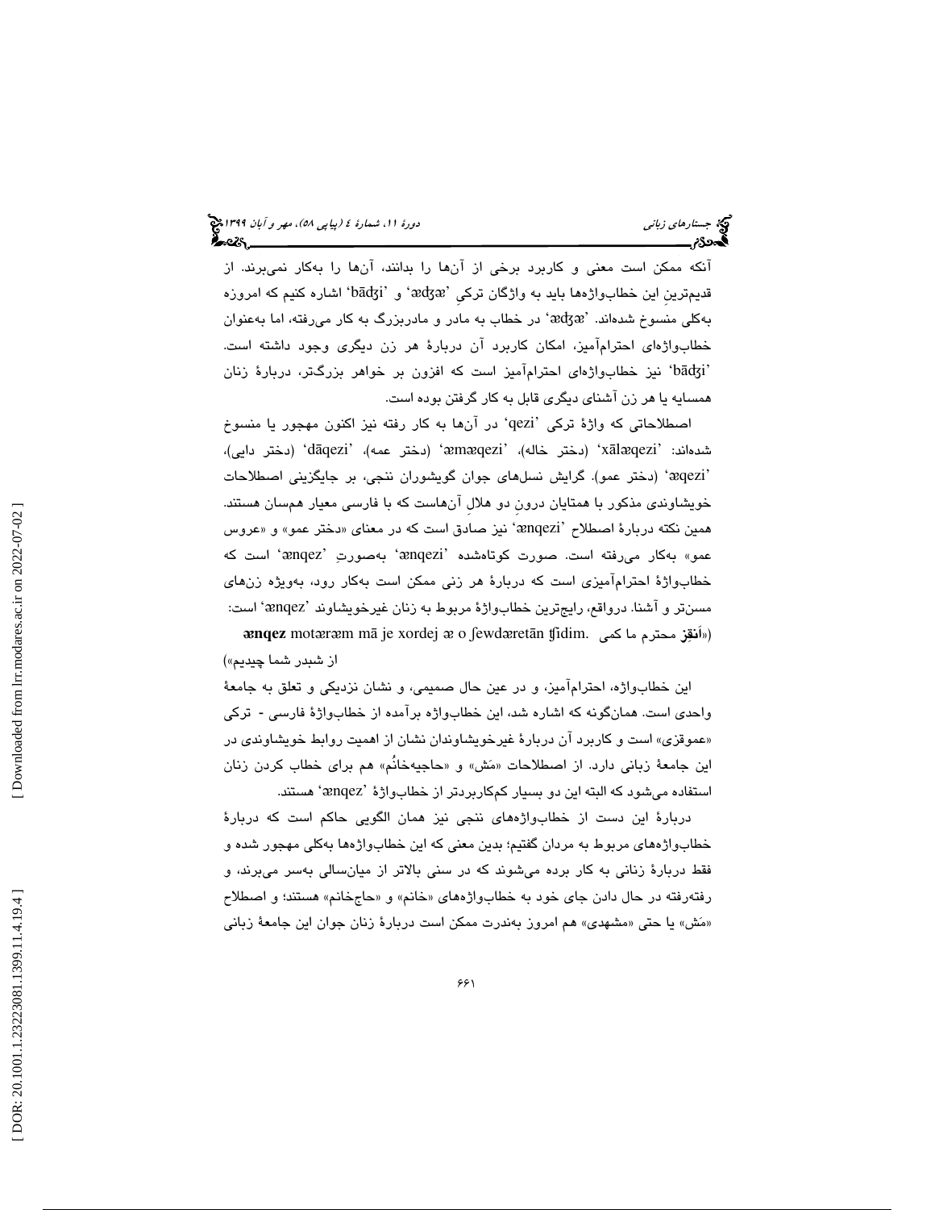آنكه ممكن است معنى و كاربرد برخى از آنها را بدانند، آنها را به‌كار نمى‌برند. از قديم‌ترينِ اين خطاب‌واژه‌ها بايد به واژگان تركىِ ‘æʤæ’ و ‘bāʤi’ اشاره كنيم كه امروزه به‌كلى منسوخ شده‌اند. ‘æʤæ’ در خطاب به مادر و مادربزرگ به كار مى‌رفته، اما به‌عنوان خطاب‌واژه‌اى احترام‌آميز، امكان كاربرد آن دربارهٔ هر زن ديگرى وجود داشته است. ‘bāʤi’ نيز خطاب‌واژه‌اى احترام‌آميز است كه افزون بر خواهر بزرگ‌تر، دربارهٔ زنان همسايه يا هر زن آشناى ديگرى قابل به كار گرفتن بوده است.

اصطلاحاتى كه واژهٔ تركى ‘qezi’ در آنها به كار رفته نيز اكنون مهجور يا منسوخ شده‌اند: ‘xālæqezi’ (دختر خاله)، ‘æmæqezi’ (دختر عمه)، ‘dāqezi’ (دختر دايى)، ‘æqezi’ (دختر عمو). گرايش نسل‌هاى جوان گويشوران ننجى، بر جايگزينى اصطلاحات خويشاوندى مذكور با همتايان درونِ دو هلالِ آنهاست كه با فارسى معيار هم‌سان هستند. همين نكته دربارهٔ اصطلاح ‘ænqezi’ نيز صادق است كه در معناى «دختر عمو» و «عروس عمو» به‌كار مى‌رفته است. صورت كوتاه‌شده ‘ænqezi’ به‌صورتِ ‘ænqez’ است كه خطاب‌واژهٔ احترام‌آميزى است كه دربارهٔ هر زنى ممكن است به‌كار رود، به‌ويژه زن‌هاى مسن‌تر و آشنا. درواقع، رايج‌ترين خطاب‌واژهٔ مربوط به زنان غيرخويشاوند ‘ænqez’ است:

**ænqez** motæræm mā je xordej æ o ʃewdæretān ʧidim. («**اَنقِز** محترم ما كمى از شبدر شما چيديم»)

اين خطاب‌واژه، احترام‌آميز، و در عين حال صميمى، و نشان نزديكى و تعلق به جامعهٔ واحدى است. همان‌گونه كه اشاره شد، اين خطاب‌واژه برآمده از خطاب‌واژهٔ فارسى - تركى «عموقزى» است و كاربرد آن دربارهٔ غيرخويشاوندان نشان از اهميت روابط خويشاوندى در اين جامعهٔ زبانى دارد. از اصطلاحات «مَش» و «حاجيه‌خانُم» هم براى خطاب كردن زنان استفاده مى‌شود كه البته اين دو بسيار كم‌كاربردتر از خطاب‌واژهٔ ‘ænqez’ هستند.

دربارهٔ اين دست از خطاب‌واژه‌هاى ننجى نيز همان الگويى حاكم است كه دربارهٔ خطاب‌واژه‌هاى مربوط به مردان گفتيم؛ بدين معنى كه اين خطاب‌واژه‌ها به‌كلى مهجور شده و فقط دربارهٔ زنانى به كار برده مى‌شوند كه در سنى بالاتر از ميان‌سالى به‌سر مى‌برند، و رفته‌رفته در حال دادن جاى خود به خطاب‌واژه‌هاى «خانم» و «حاج‌خانم» هستند؛ و اصطلاح «مَش» يا حتى «مشهدى» هم امروز به‌ندرت ممكن است دربارهٔ زنان جوان اين جامعهٔ زبانى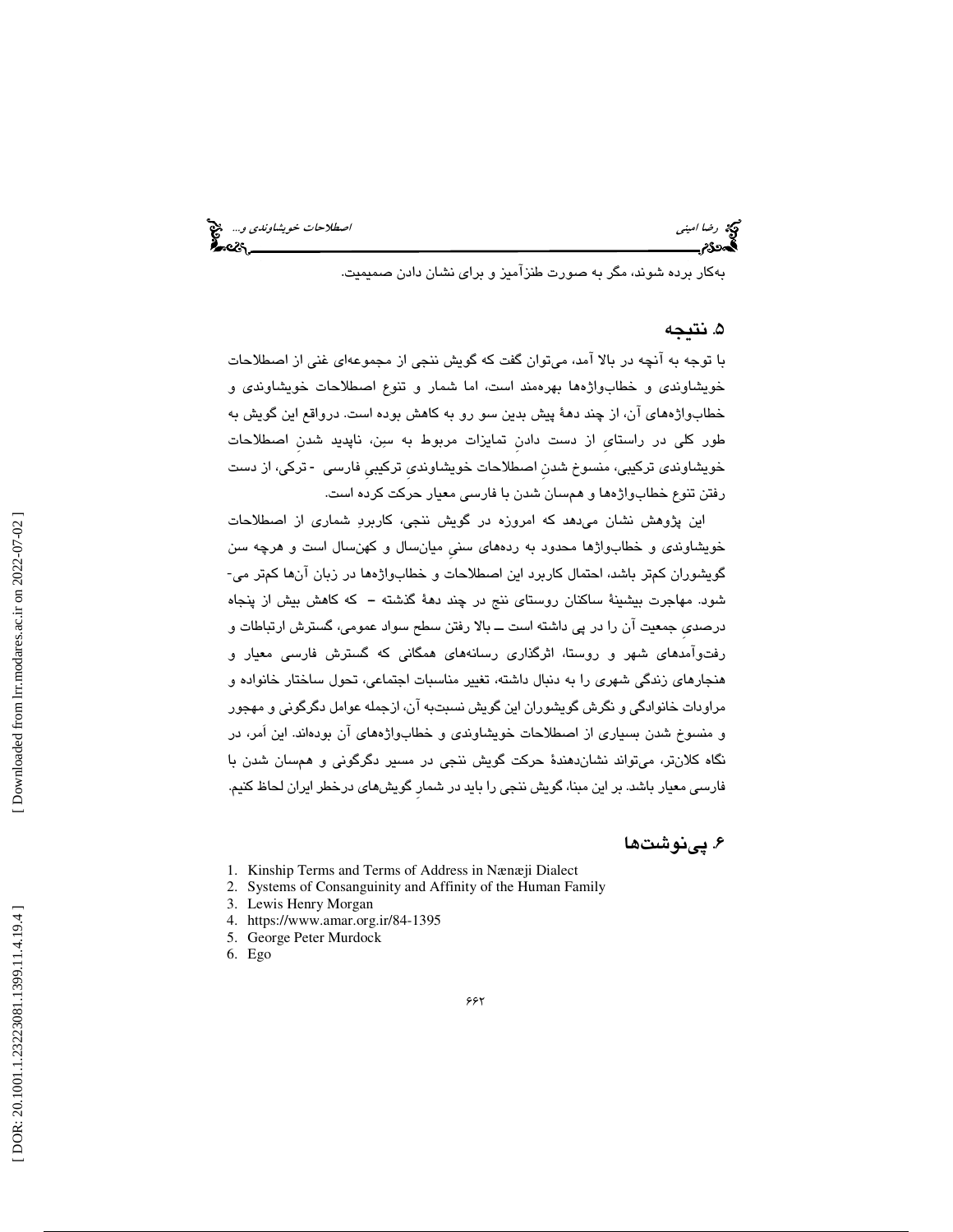به‌کار برده شوند، مگر به صورت طنزآمیز و برای نشان دادن صمیمیت.

## ۵. نتیجه

با توجه به آنچه در بالا آمد، می‌توان گفت که گویش ننجی از مجموعه‌ای غنی از اصطلاحات خویشاوندی و خطاب‌واژه‌ها بهره‌مند است، اما شمار و تنوع اصطلاحات خویشاوندی و خطاب‌واژه‌های آن، از چند دهۀ پیش بدین سو رو به کاهش بوده است. درواقع این گویش به طور کلی در راستای از دست دادنِ تمایزات مربوط به سِن، ناپدید شدنِ اصطلاحات خویشاوندی ترکیبی، منسوخ شدنِ اصطلاحات خویشاوندیِ ترکیبیِ فارسی - ترکی، از دست رفتن تنوع خطاب‌واژه‌ها و همسان شدن با فارسی معیار حرکت کرده است.

این پژوهش نشان می‌دهد که امروزه در گویش ننجی، کاربردِ شماری از اصطلاحات خویشاوندی و خطاب‌واژه‌ها محدود به رده‌های سنیِ میان‌سال و کهن‌سال است و هرچه سن گویشوران کم‌تر باشد، احتمال کاربرد این اصطلاحات و خطاب‌واژه‌ها در زبان آن‌ها کم‌تر می‌شود. مهاجرت بیشینۀ ساکنان روستای ننج در چند دهۀ گذشته – که کاهش بیش از پنجاه درصدیِ جمعیت آن را در پی داشته است ــ بالا رفتن سطح سواد عمومی، گسترش ارتباطات و رفت‌وآمدهای شهر و روستا، اثرگذاری رسانه‌های همگانی که گسترش فارسی معیار و هنجارهای زندگی شهری را به دنبال داشته، تغییر مناسبات اجتماعی، تحول ساختار خانواده و مراودات خانوادگی و نگرش گویشوران این گویش نسبت‌به آن، ازجمله عوامل دگرگونی و مهجور و منسوخ شدن بسیاری از اصطلاحات خویشاوندی و خطاب‌واژه‌های آن بوده‌اند. این اَمر، در نگاه کلان‌تر، می‌تواند نشان‌دهندۀ حرکت گویش ننجی در مسیر دگرگونی و همسان شدن با فارسی معیار باشد. بر این مبنا، گویش ننجی را باید در شمارِ گویش‌های درخطر ایران لحاظ کنیم.

## ۶. پی‌نوشت‌ها

1. Kinship Terms and Terms of Address in Nænæji Dialect
2. Systems of Consanguinity and Affinity of the Human Family
3. Lewis Henry Morgan
4. https://www.amar.org.ir/84-1395
5. George Peter Murdock
6. Ego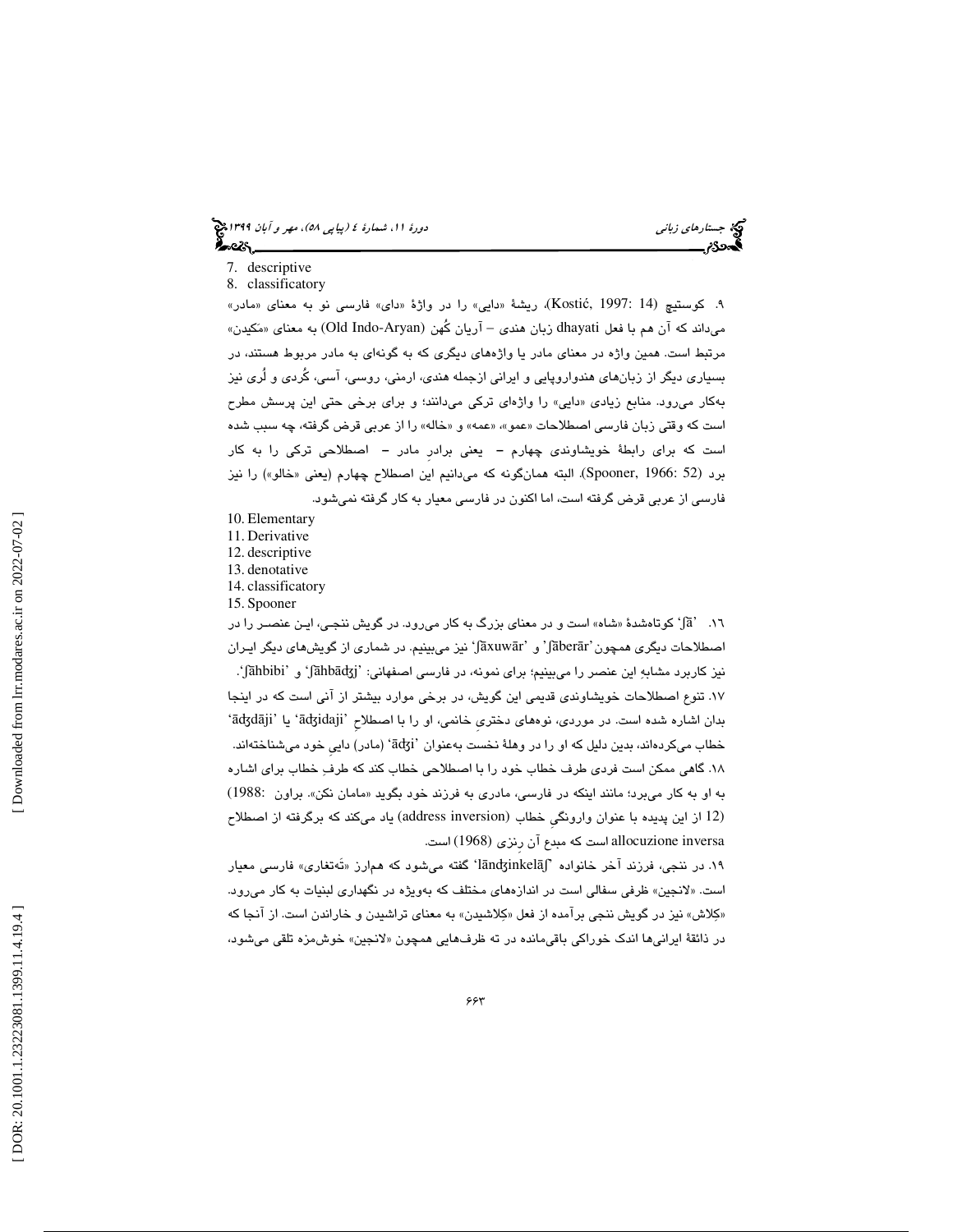7. descriptive
8. classificatory

۹. کوستیچ (Kostić, 1997: 14)، ریشهٔ «دایی» را در واژهٔ «دای» فارسی نو به معنای «مادر» می‌داند که آن هم با فعل dhayati زبان هندی – آریان کُهن (Old Indo-Aryan) به معنای «مَکیدن» مرتبط است. همین واژه در معنای مادر یا واژه‌های دیگری که به گونه‌ای به مادر مربوط هستند، در بسیاری دیگر از زبان‌های هندواروپایی و ایرانی ازجمله هندی، ارمنی، روسی، آسی، کُردی و لُری نیز به‌کار می‌رود. منابع زیادی «دایی» را واژه‌ای ترکی می‌دانند؛ و برای برخی حتی این پرسش مطرح است که وقتی زبان فارسی اصطلاحات «عمو»، «عمه» و «خاله» را از عربی قرض گرفته، چه سبب شده است که برای رابطهٔ خویشاوندی چهارم – یعنی برادرِ مادر – اصطلاحی ترکی را به کار برد (Spooner, 1966: 52). البته همان‌گونه که می‌دانیم این اصطلاح چهارم (یعنی «خالو») را نیز فارسی از عربی قرض گرفته است، اما اکنون در فارسی معیار به کار گرفته نمی‌شود.

10. Elementary
11. Derivative
12. descriptive
13. denotative
14. classificatory
15. Spooner

۱۶. ʃā' کوتاه‌شدهٔ «شاه» است و در معنای بزرگ به کار می‌رود. در گویش ننجی، این عنصر را در اصطلاحات دیگری همچون 'ʃāberār' و 'ʃāxuwār' نیز می‌بینیم. در شماری از گویش‌های دیگر ایران نیز کاربرد مشابهِ این عنصر را می‌بینیم؛ برای نمونه، در فارسی اصفهانی: 'ʃāhbāʤ' و 'ʃāhbibi'.

۱۷. تنوع اصطلاحات خویشاوندی قدیمی این گویش، در برخی موارد بیشتر از آنی است که در اینجا بدان اشاره شده است. در موردی، نوه‌های دخترِی خانمی، او را با اصطلاحِ 'āʤidaji' یا 'āʤdāji' خطاب می‌کرده‌اند، بدین دلیل که او را در وهلهٔ نخست به‌عنوان 'āʤi' (مادر) داییِ خود می‌شناخته‌اند.

۱۸. گاهی ممکن است فردی طرف خطاب خود را با اصطلاحی خطاب کند که طرفِ خطاب برای اشاره به او به کار می‌برد؛ مانند اینکه در فارسی، مادری به فرزند خود بگوید «مامان نکن». براون (1988: 12) از این پدیده با عنوان وارونگیِ خطاب (address inversion) یاد می‌کند که برگرفته از اصطلاح allocuzione inversa است که مبدع آن رِنزی (1968) است.

۱۹. در ننجی، فرزند آخر خانواده 'lānʤinkelāʃ' گفته می‌شود که همارز «تَه‌تغاری» فارسی معیار است. «لانجین» ظرفی سفالی است در اندازه‌های مختلف که به‌ویژه در نگهداری لبنیات به کار می‌رود. «کِلاش» نیز در گویش ننجی برآمده از فعل «کِلاشیدن» به معنای تراشیدن و خاراندن است. از آنجا که در ذائقهٔ ایرانی‌ها اندک خوراکی باقی‌مانده در ته ظرف‌هایی همچون «لانجین» خوش‌مزه تلقی می‌شود،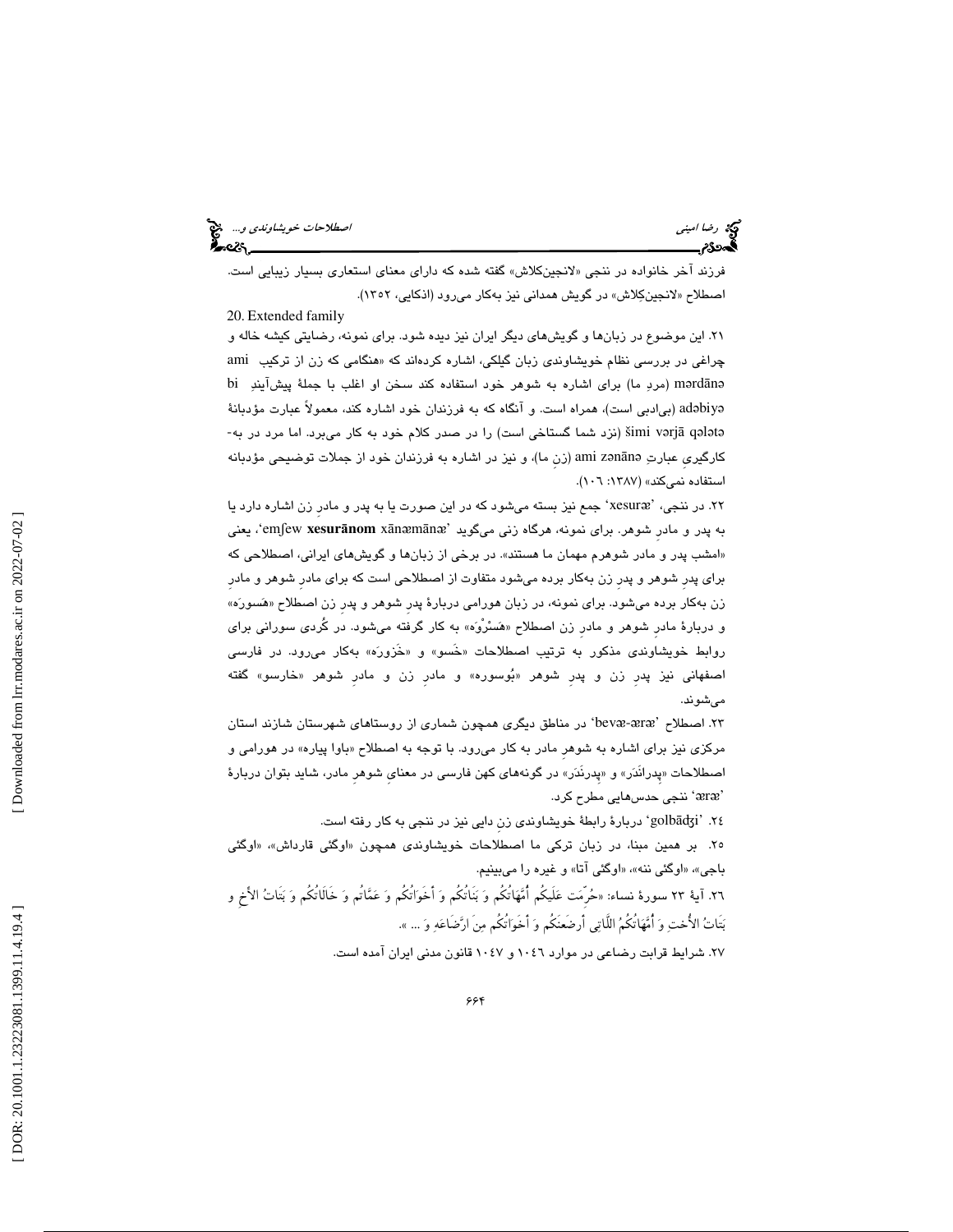فرزند آخر خانواده در ننجی «لانجین‌کلاش» گفته شده که دارای معنای استعاری بسیار زیبایی است. اصطلاح «لانجین‌کِلاش» در گویش همدانی نیز به‌کار می‌رود (اذکایی، ۱۳۵۲).

20. Extended family

۲۱. این موضوع در زبان‌ها و گویش‌های دیگر ایران نیز دیده شود. برای نمونه، رضایتی کیشه خاله و چراغی در بررسی نظام خویشاوندی زبان گیلکی، اشاره کرده‌اند که «هنگامی که زن از ترکیب ami mərdānə (مردِ ما) برای اشاره به شوهر خود استفاده کند سخن او اغلب با جملهٔ پیش‌آیندِ bi adəbiyə (بی‌ادبی است)، همراه است. و آنگاه که به فرزندان خود اشاره کند، معمولاً عبارت مؤدبانهٔ šimi vərjā qələtə (نزد شما گستاخی است) را در صدر کلام خود به کار می‌برد. اما مرد در به‌کارگیریِ عبارتِ ami zənānə (زنِ ما)، و نیز در اشاره به فرزندان خود از جملات توضیحی مؤدبانه استفاده نمی‌کند» (۱۳۸۷: ۱۰۶).

۲۲. در ننجی، ‘xesuræ’ جمع نیز بسته می‌شود که در این صورت یا به پدر و مادرِ زن اشاره دارد یا به پدر و مادرِ شوهر. برای نمونه، هرگاه زنی می‌گوید ‘emʃew **xesurānom** xānæmānæ’، یعنی «امشب پدر و مادر شوهرم مهمان ما هستند». در برخی از زبان‌ها و گویش‌های ایرانی، اصطلاحی که برای پدرِ شوهر و پدرِ زن به‌کار برده می‌شود متفاوت از اصطلاحی است که برای مادرِ شوهر و مادرِ زن به‌کار برده می‌شود. برای نمونه، در زبان هورامی دربارهٔ پدرِ شوهر و پدرِ زن اصطلاح «هَسورَه» و دربارهٔ مادرِ شوهر و مادرِ زن اصطلاح «هَسْرْوَه» به کار گرفته می‌شود. در کُردی سورانی برای روابط خویشاوندی مذکور به ترتیب اصطلاحات «خَسو» و «خَزورَه» به‌کار می‌رود. در فارسی اصفهانی نیز پدرِ زن و پدرِ شوهر «بُوسوره» و مادرِ زن و مادرِ شوهر «خارسو» گفته می‌شوند.

۲۳. اصطلاح ‘bevæ-æræ’ در مناطق دیگری همچون شماری از روستاهای شهرستان شازند استان مرکزی نیز برای اشاره به شوهرِ مادر به کار می‌رود. با توجه به اصطلاح «باوا پیاره» در هورامی و اصطلاحات «پِدراَندَر» و «پِدرنَدَر» در گونه‌های کهن فارسی در معنای شوهرِ مادر، شاید بتوان دربارهٔ ‘æræ’ ننجی حدس‌هایی مطرح کرد.

۲۴. ‘golbādʒi’ دربارهٔ رابطهٔ خویشاوندی زنِ دایی نیز در ننجی به کار رفته است.

۲۵. بر همین مبنا، در زبان ترکی ما اصطلاحات خویشاوندی همچون «اوگئی قارداش»، «اوگئی باجی»، «اوگئی ننه»، «اوگئی آتا» و غیره را می‌بینیم.

۲۶. آیهٔ ۲۳ سورهٔ نساء: «حُرِّمَت عَلَیکُم أُمَّهَاتُکُم وَ بَنَاتُکُم وَ أَخَوَاتُکُم وَ عَمَّاتُکُم وَ خَالَاتُکُم وَ بَنَاتُ الأَخِ وَ بَنَاتُ الأُختِ وَ أُمَّهَاتُکُمُ اللَّاتِی أَرضَعنَکُم وَ أَخَوَاتُکُم مِنَ ارَّضَاعَهِ وَ ... ».

۲۷. شرایط قرابت رضاعی در موارد ۱۰۴۶ و ۱۰۴۷ قانون مدنی ایران آمده است.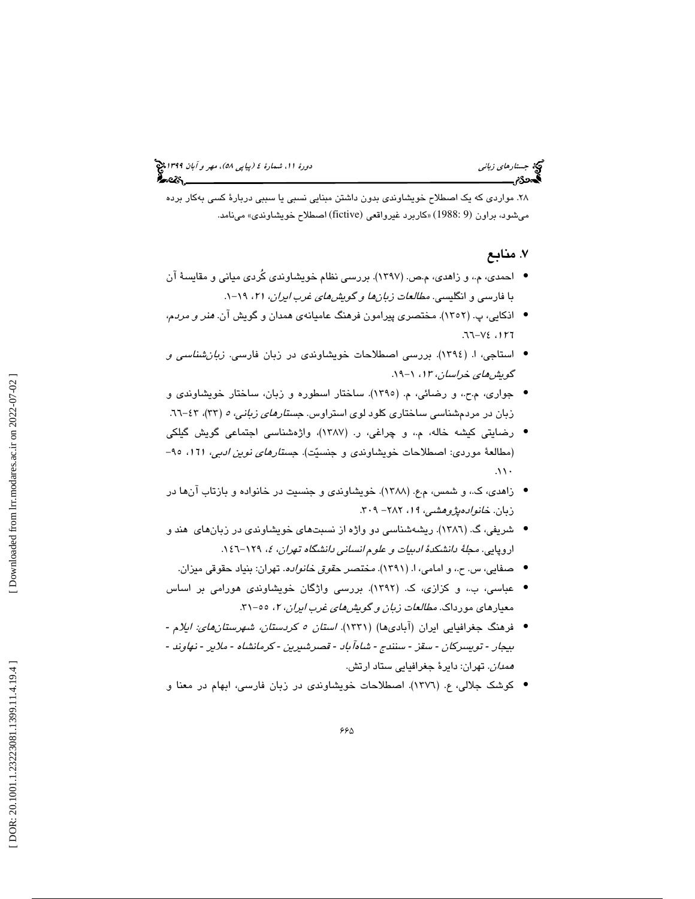۲۸. مواردی که یک اصطلاح خویشاوندی بدون داشتن مبنایی نسبی یا سببی دربارهٔ کسی به‌کار برده می‌شود، براون (9 :1988) «کاربرد غیرواقعی (fictive) اصطلاح خویشاوندی» می‌نامد.

## ۷. منابع

- احمدی، م.، و زاهدی، م.ص. (۱۳۹۷). بررسی نظام خویشاوندی کُردی میانی و مقایسهٔ آن با فارسی و انگلیسی. *مطالعات زبان‌ها و گویش‌های غرب ایران*، ۲۱، ۱۹-۱.
- اذکایی، پ. (۱۳۵۲). مختصری پیرامون فرهنگ عامیانه‌ی همدان و گویش آن. *هنر و مردم*، ۱۲۶، ۷٤-٦٦.
- استاجی، ا. (۱۳۹٤). بررسی اصطلاحات خویشاوندی در زبان فارسی. *زبان‌شناسی و گویش‌های خراسان*، ۱۳، ۱-۱۹.
- جواری، م.ح.، و رضائی، م. (۱۳۹۵). ساختار اسطوره و زبان، ساختار خویشاوندی و زبان در مردم‌شناسی ساختاری کلود لوی استراوس. *جستارهای زبانی*، ۵ (۳۳)، ٤۳-٦٦.
- رضایتی کیشه خاله، م.، و چراغی، ر. (۱۳۸۷)، واژه‌شناسی اجتماعی گویش گیلکی (مطالعهٔ موردی: اصطلاحات خویشاوندی و جنسیّت). *جستارهای نوین ادبی*، ۱٦۱، ۹۵-۱۱۰.
- زاهدی، ک.، و شمس، م.ع. (۱۳۸۸). خویشاوندی و جنسیت در خانواده و بازتاب آن‌ها در زبان. *خانواده‌پژوهشی*، ۱۹، ۲۸۲- ۳۰۹.
- شریفی، گ. (۱۳۸٦). ریشه‌شناسی دو واژه از نسبت‌های خویشاوندی در زبان‌های هند و اروپایی. *مجلهٔ دانشکدهٔ ادبیات و علوم انسانی دانشگاه تهران*، ٤، ۱۲۹-۱٤٦.
- صفایی، س. ح.، و امامی، ا. (۱۳۹۱). *مختصر حقوق خانواده*. تهران: بنیاد حقوقی میزان.
- عباسی، ب.، و کزازی، ک. (۱۳۹۲). بررسی واژگان خویشاوندی هورامی بر اساس معیارهای مورداک. *مطالعات زبان و گویش‌های غرب ایران*، ۲، ۵۵-۳۱.
- فرهنگ جغرافیایی ایران (آبادی‌ها) (۱۳۳۱). *استان ۵ کردستان، شهرستان‌های: ایلام - بیجار - تویسرکان - سقز - سنندج - شاه‌آباد - قصرشیرین - کرمانشاه - ملایر - نهاوند - همدان*. تهران: دایرهٔ جغرافیایی ستاد ارتش.
- کوشک جلالی، ع. (۱۳۷٦). اصطلاحات خویشاوندی در زبان فارسی، ابهام در معنا و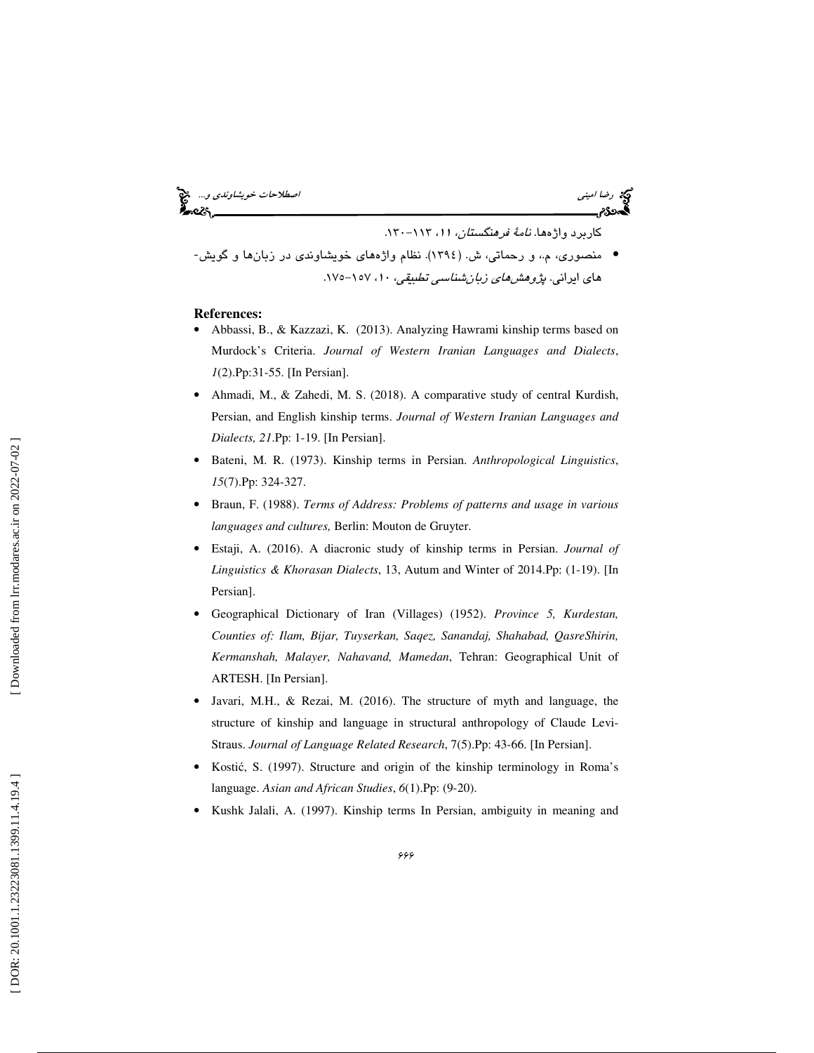کاربرد واژه‌ها. *نامهٔ فرهنگستان*، ۱۱، ۱۱۳–۱۳۰.

- منصوری، م.، و رحماتی، ش. (۱۳۹٤). نظام واژه‌های خویشاوندی در زبان‌ها و گویش-های ایرانی. *پژوهش‌های زبان‌شناسی تطبیقی*، ۱۰، ۱۵۷–۱۷۵.

**References:**

- Abbassi, B., & Kazzazi, K. (2013). Analyzing Hawrami kinship terms based on Murdock's Criteria. *Journal of Western Iranian Languages and Dialects*, *1*(2).Pp:31-55. [In Persian].
- Ahmadi, M., & Zahedi, M. S. (2018). A comparative study of central Kurdish, Persian, and English kinship terms. *Journal of Western Iranian Languages and Dialects, 21*.Pp: 1-19. [In Persian].
- Bateni, M. R. (1973). Kinship terms in Persian. *Anthropological Linguistics*, *15*(7).Pp: 324-327.
- Braun, F. (1988). *Terms of Address: Problems of patterns and usage in various languages and cultures,* Berlin: Mouton de Gruyter.
- Estaji, A. (2016). A diacronic study of kinship terms in Persian. *Journal of Linguistics & Khorasan Dialects*, 13, Autum and Winter of 2014.Pp: (1-19). [In Persian].
- Geographical Dictionary of Iran (Villages) (1952). *Province 5, Kurdestan, Counties of: Ilam, Bijar, Tuyserkan, Saqez, Sanandaj, Shahabad, QasreShirin, Kermanshah, Malayer, Nahavand, Mamedan*, Tehran: Geographical Unit of ARTESH. [In Persian].
- Javari, M.H., & Rezai, M. (2016). The structure of myth and language, the structure of kinship and language in structural anthropology of Claude Levi-Straus. *Journal of Language Related Research*, 7(5).Pp: 43-66. [In Persian].
- Kostić, S. (1997). Structure and origin of the kinship terminology in Roma's language. *Asian and African Studies*, *6*(1).Pp: (9-20).
- Kushk Jalali, A. (1997). Kinship terms In Persian, ambiguity in meaning and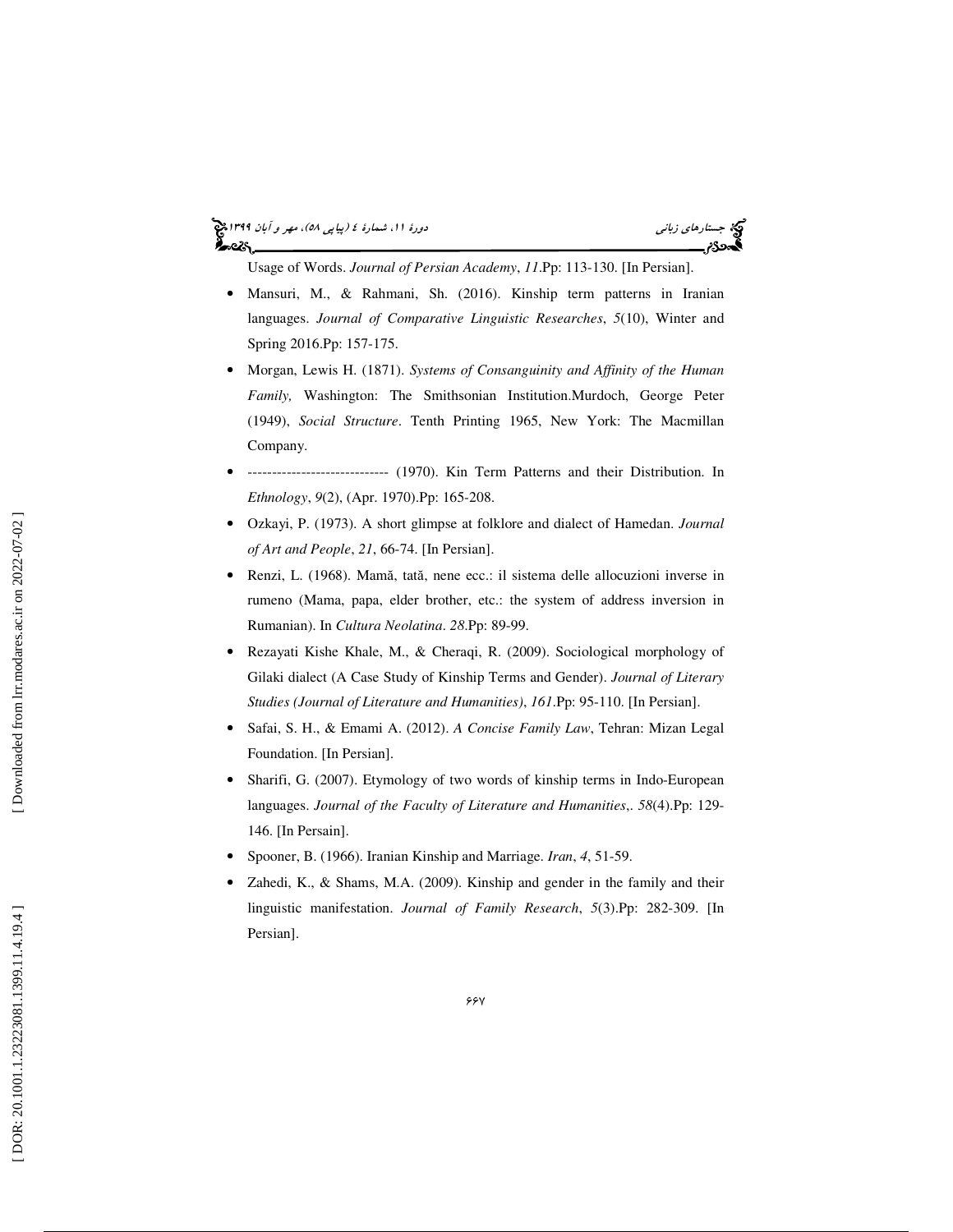Usage of Words. *Journal of Persian Academy*, *11*.Pp: 113-130. [In Persian].

- Mansuri, M., & Rahmani, Sh. (2016). Kinship term patterns in Iranian languages. *Journal of Comparative Linguistic Researches*, *5*(10), Winter and Spring 2016.Pp: 157-175.
- Morgan, Lewis H. (1871). *Systems of Consanguinity and Affinity of the Human Family,* Washington: The Smithsonian Institution.Murdoch, George Peter (1949), *Social Structure*. Tenth Printing 1965, New York: The Macmillan Company.
- ----------------------------- (1970). Kin Term Patterns and their Distribution. In *Ethnology*, *9*(2), (Apr. 1970).Pp: 165-208.
- Ozkayi, P. (1973). A short glimpse at folklore and dialect of Hamedan. *Journal of Art and People*, *21*, 66-74. [In Persian].
- Renzi, L. (1968). Mamă, tată, nene ecc.: il sistema delle allocuzioni inverse in rumeno (Mama, papa, elder brother, etc.: the system of address inversion in Rumanian). In *Cultura Neolatina*. *28*.Pp: 89-99.
- Rezayati Kishe Khale, M., & Cheraqi, R. (2009). Sociological morphology of Gilaki dialect (A Case Study of Kinship Terms and Gender). *Journal of Literary Studies (Journal of Literature and Humanities)*, *161*.Pp: 95-110. [In Persian].
- Safai, S. H., & Emami A. (2012). *A Concise Family Law*, Tehran: Mizan Legal Foundation. [In Persian].
- Sharifi, G. (2007). Etymology of two words of kinship terms in Indo-European languages. *Journal of the Faculty of Literature and Humanities*,. *58*(4).Pp: 129-146. [In Persain].
- Spooner, B. (1966). Iranian Kinship and Marriage. *Iran*, *4*, 51-59.
- Zahedi, K., & Shams, M.A. (2009). Kinship and gender in the family and their linguistic manifestation. *Journal of Family Research*, *5*(3).Pp: 282-309. [In Persian].